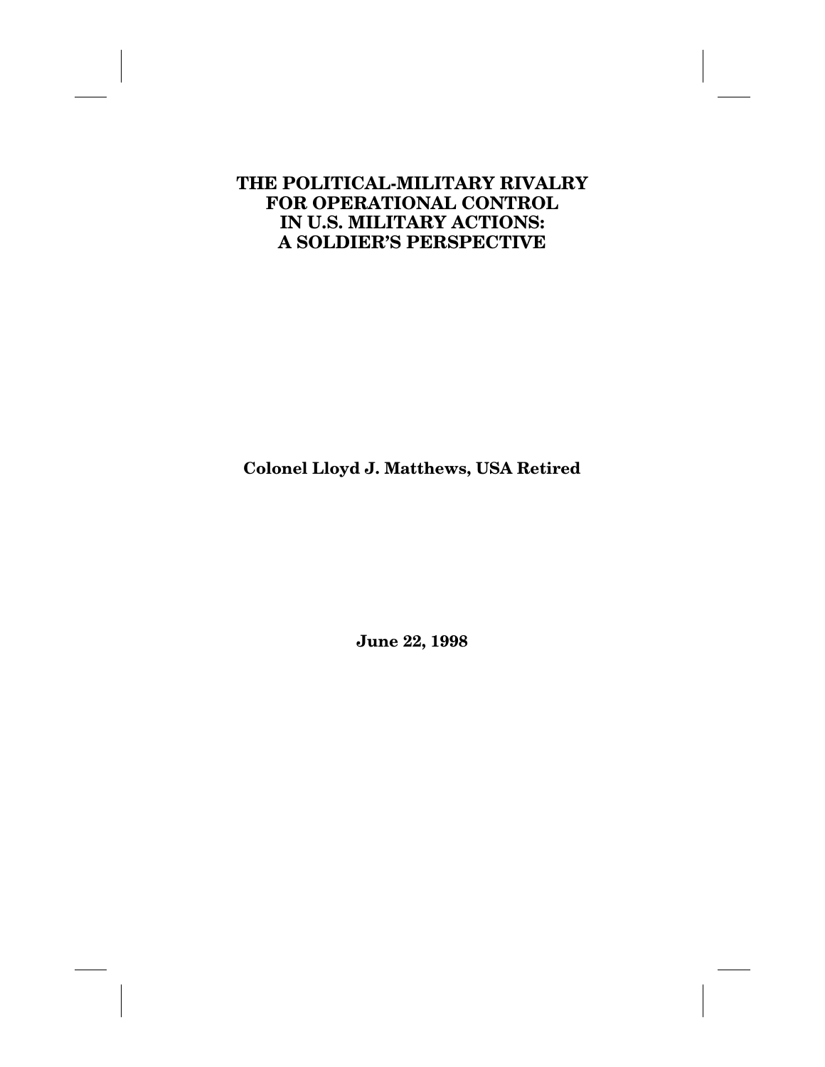# THE POLITICAL-MILITARY RIVALRY FOR OPERATIONAL CONTROL IN U.S. MILITARY ACTIONS: A SOLDIER'S PERSPECTIVE

**Colonel Lloyd J. Matthews, USA Retired**

**June 22, 1998**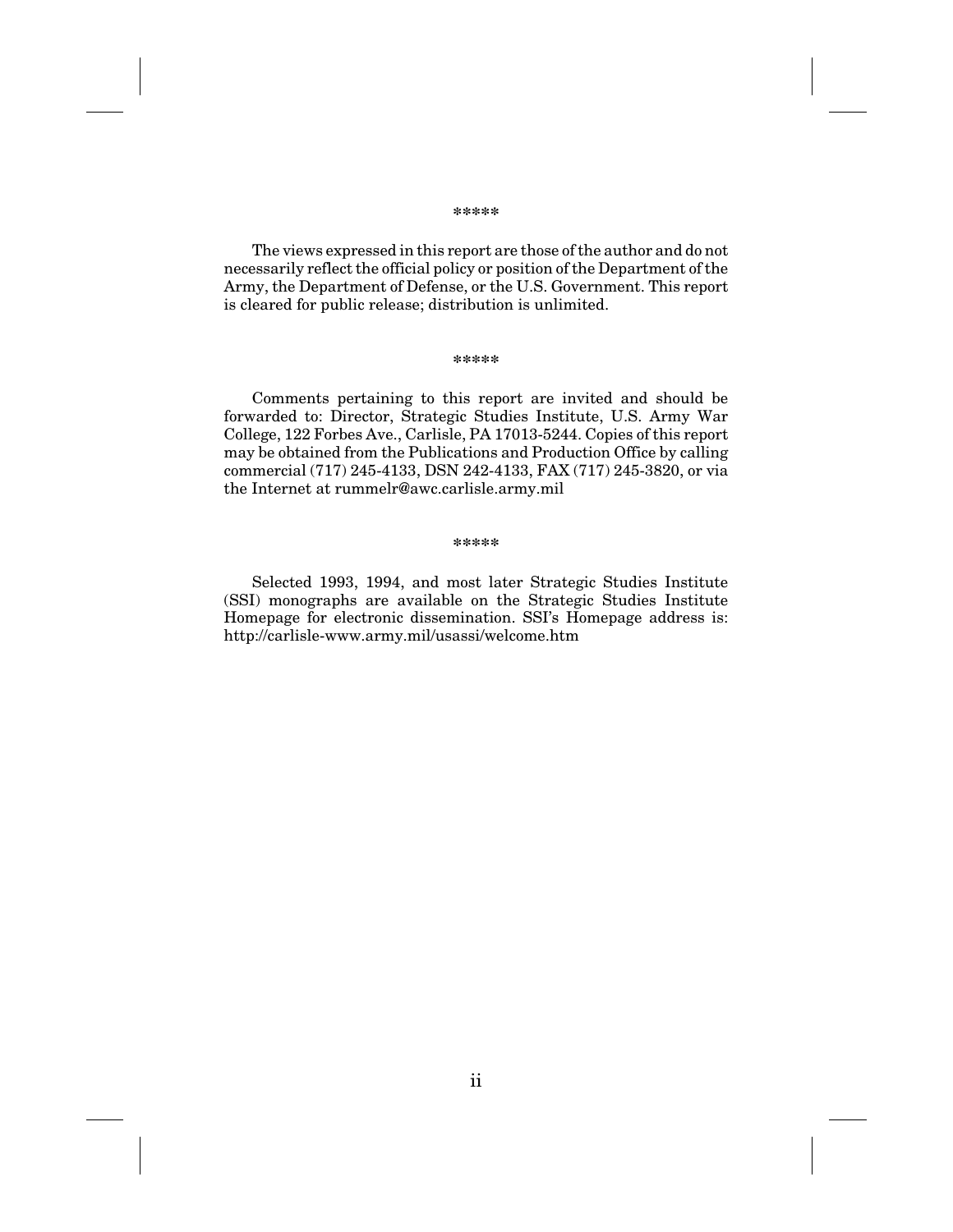*****

The views expressed in this report are those of the author and do not necessarily reflect the official policy or position of the Department of the Army, the Department of Defense, or the U.S. Government. This report is cleared for public release; distribution is unlimited.

*****

Comments pertaining to this report are invited and should be forwarded to: Director, Strategic Studies Institute, U.S. Army War College, 122 Forbes Ave., Carlisle, PA 17013-5244. Copies of this report may be obtained from the Publications and Production Office by calling commercial (717) 245-4133, DSN 242-4133, FAX (717) 245-3820, or via the Internet at rummelr@awc.carlisle.army.mil

*****

Selected 1993, 1994, and most later Strategic Studies Institute (SSI) monographs are available on the Strategic Studies Institute Homepage for electronic dissemination. SSI's Homepage address is: http://carlisle-www.army.mil/usassi/welcome.htm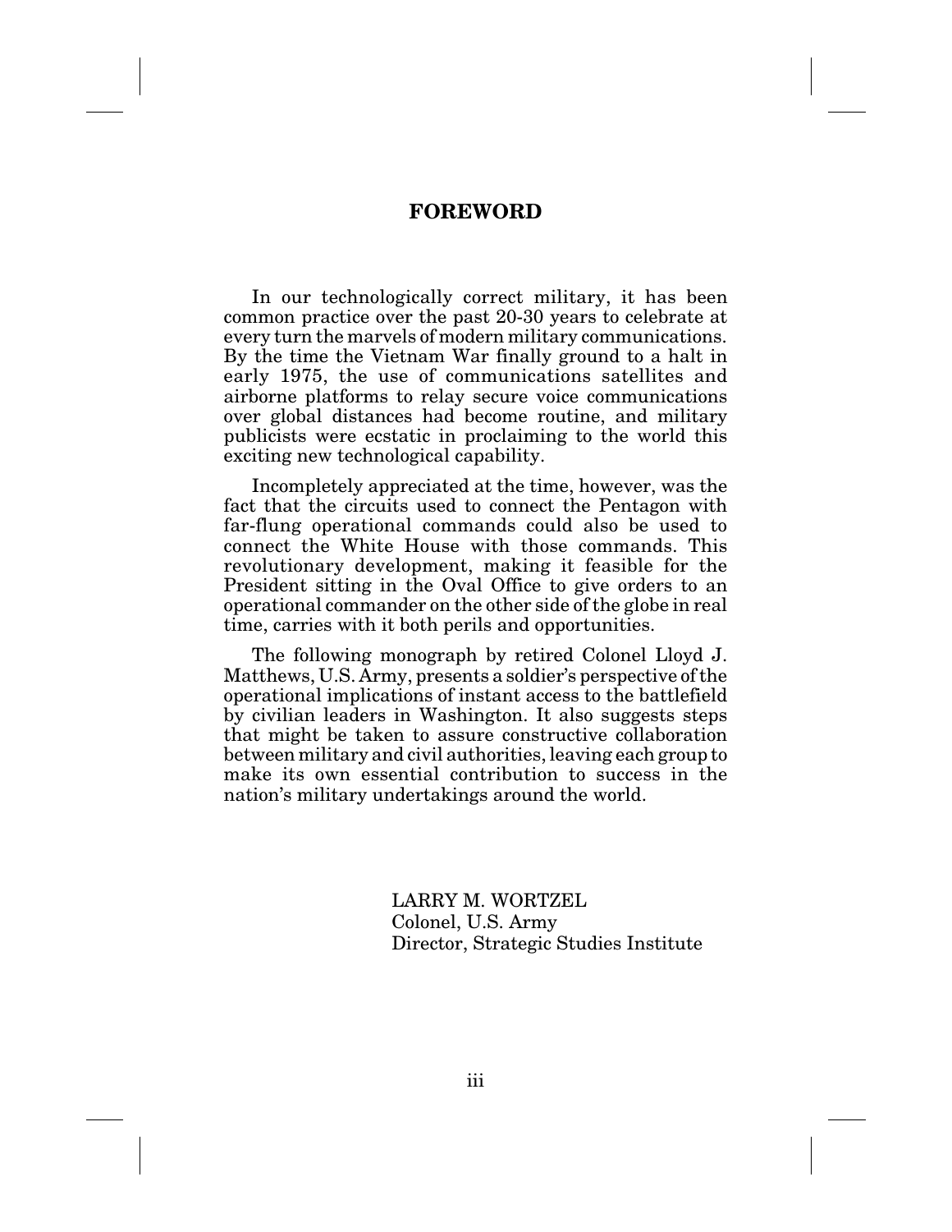## FOREWORD

In our technologically correct military, it has been common practice over the past 20-30 years to celebrate at every turn the marvels of modern military communications. By the time the Vietnam War finally ground to a halt in early 1975, the use of communications satellites and airborne platforms to relay secure voice communications over global distances had become routine, and military publicists were ecstatic in proclaiming to the world this exciting new technological capability.

Incompletely appreciated at the time, however, was the fact that the circuits used to connect the Pentagon with far-flung operational commands could also be used to connect the White House with those commands. This revolutionary development, making it feasible for the President sitting in the Oval Office to give orders to an operational commander on the other side of the globe in real time, carries with it both perils and opportunities.

The following monograph by retired Colonel Lloyd J. Matthews, U.S. Army, presents a soldier's perspective of the operational implications of instant access to the battlefield by civilian leaders in Washington. It also suggests steps that might be taken to assure constructive collaboration between military and civil authorities, leaving each group to make its own essential contribution to success in the nation's military undertakings around the world.

LARRY M. WORTZEL
Colonel, U.S. Army
Director, Strategic Studies Institute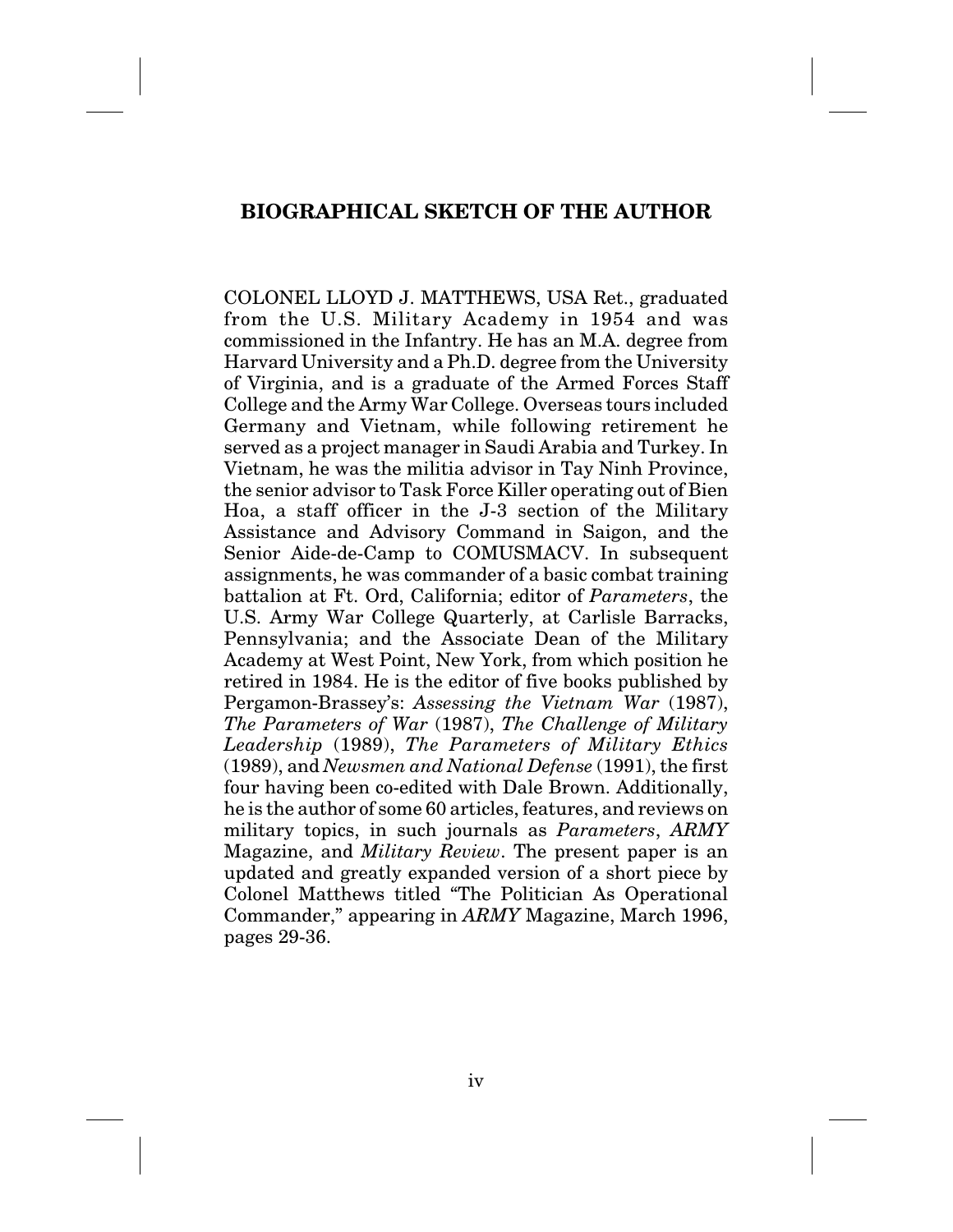## BIOGRAPHICAL SKETCH OF THE AUTHOR

COLONEL LLOYD J. MATTHEWS, USA Ret., graduated from the U.S. Military Academy in 1954 and was commissioned in the Infantry. He has an M.A. degree from Harvard University and a Ph.D. degree from the University of Virginia, and is a graduate of the Armed Forces Staff College and the Army War College. Overseas tours included Germany and Vietnam, while following retirement he served as a project manager in Saudi Arabia and Turkey. In Vietnam, he was the militia advisor in Tay Ninh Province, the senior advisor to Task Force Killer operating out of Bien Hoa, a staff officer in the J-3 section of the Military Assistance and Advisory Command in Saigon, and the Senior Aide-de-Camp to COMUSMACV. In subsequent assignments, he was commander of a basic combat training battalion at Ft. Ord, California; editor of *Parameters*, the U.S. Army War College Quarterly, at Carlisle Barracks, Pennsylvania; and the Associate Dean of the Military Academy at West Point, New York, from which position he retired in 1984. He is the editor of five books published by Pergamon-Brassey's: *Assessing the Vietnam War* (1987), *The Parameters of War* (1987), *The Challenge of Military Leadership* (1989), *The Parameters of Military Ethics* (1989), and *Newsmen and National Defense* (1991), the first four having been co-edited with Dale Brown. Additionally, he is the author of some 60 articles, features, and reviews on military topics, in such journals as *Parameters*, *ARMY* Magazine, and *Military Review*. The present paper is an updated and greatly expanded version of a short piece by Colonel Matthews titled "The Politician As Operational Commander," appearing in *ARMY* Magazine, March 1996, pages 29-36.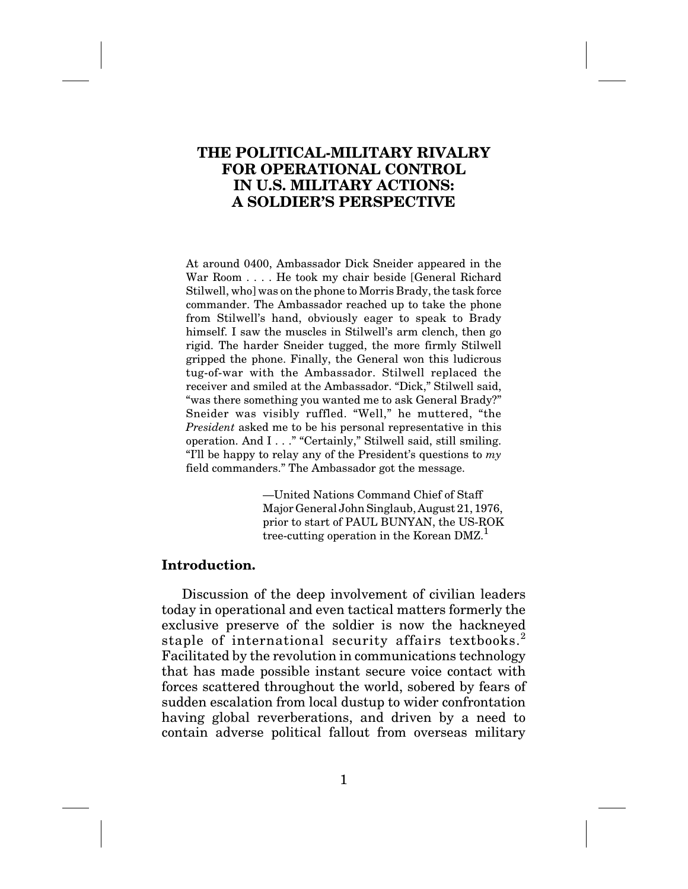# THE POLITICAL-MILITARY RIVALRY FOR OPERATIONAL CONTROL IN U.S. MILITARY ACTIONS: A SOLDIER'S PERSPECTIVE

> At around 0400, Ambassador Dick Sneider appeared in the War Room . . . . He took my chair beside [General Richard Stilwell, who] was on the phone to Morris Brady, the task force commander. The Ambassador reached up to take the phone from Stilwell's hand, obviously eager to speak to Brady himself. I saw the muscles in Stilwell's arm clench, then go rigid. The harder Sneider tugged, the more firmly Stilwell gripped the phone. Finally, the General won this ludicrous tug-of-war with the Ambassador. Stilwell replaced the receiver and smiled at the Ambassador. "Dick," Stilwell said, "was there something you wanted me to ask General Brady?" Sneider was visibly ruffled. "Well," he muttered, "the *President* asked me to be his personal representative in this operation. And I . . ." "Certainly," Stilwell said, still smiling. "I'll be happy to relay any of the President's questions to *my* field commanders." The Ambassador got the message.
>
> —United Nations Command Chief of Staff Major General John Singlaub, August 21, 1976, prior to start of PAUL BUNYAN, the US-ROK tree-cutting operation in the Korean DMZ.[1]

### Introduction.

Discussion of the deep involvement of civilian leaders today in operational and even tactical matters formerly the exclusive preserve of the soldier is now the hackneyed staple of international security affairs textbooks.[2] Facilitated by the revolution in communications technology that has made possible instant secure voice contact with forces scattered throughout the world, sobered by fears of sudden escalation from local dustup to wider confrontation having global reverberations, and driven by a need to contain adverse political fallout from overseas military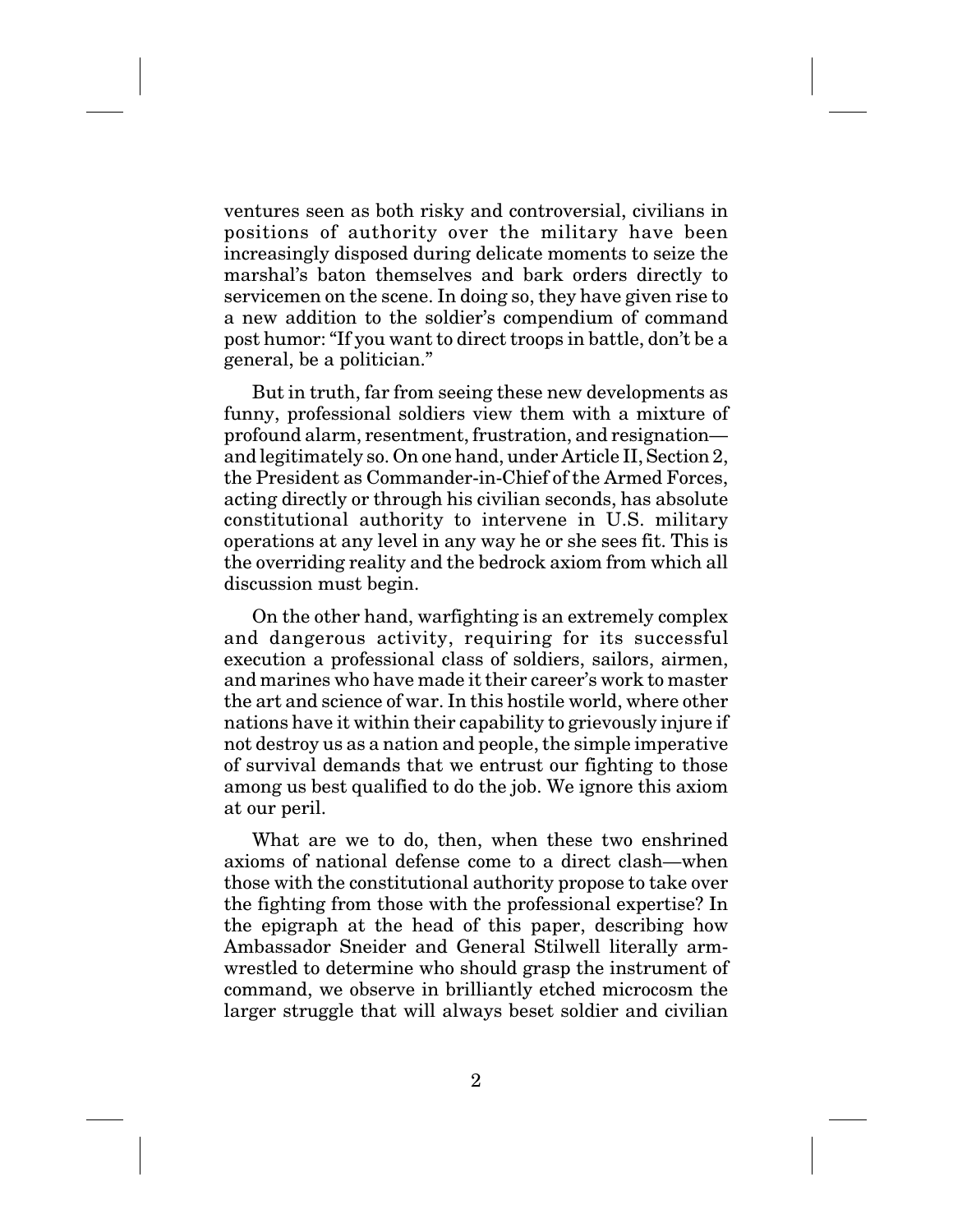ventures seen as both risky and controversial, civilians in positions of authority over the military have been increasingly disposed during delicate moments to seize the marshal's baton themselves and bark orders directly to servicemen on the scene. In doing so, they have given rise to a new addition to the soldier's compendium of command post humor: "If you want to direct troops in battle, don't be a general, be a politician."

But in truth, far from seeing these new developments as funny, professional soldiers view them with a mixture of profound alarm, resentment, frustration, and resignation—and legitimately so. On one hand, under Article II, Section 2, the President as Commander-in-Chief of the Armed Forces, acting directly or through his civilian seconds, has absolute constitutional authority to intervene in U.S. military operations at any level in any way he or she sees fit. This is the overriding reality and the bedrock axiom from which all discussion must begin.

On the other hand, warfighting is an extremely complex and dangerous activity, requiring for its successful execution a professional class of soldiers, sailors, airmen, and marines who have made it their career's work to master the art and science of war. In this hostile world, where other nations have it within their capability to grievously injure if not destroy us as a nation and people, the simple imperative of survival demands that we entrust our fighting to those among us best qualified to do the job. We ignore this axiom at our peril.

What are we to do, then, when these two enshrined axioms of national defense come to a direct clash—when those with the constitutional authority propose to take over the fighting from those with the professional expertise? In the epigraph at the head of this paper, describing how Ambassador Sneider and General Stilwell literally arm-wrestled to determine who should grasp the instrument of command, we observe in brilliantly etched microcosm the larger struggle that will always beset soldier and civilian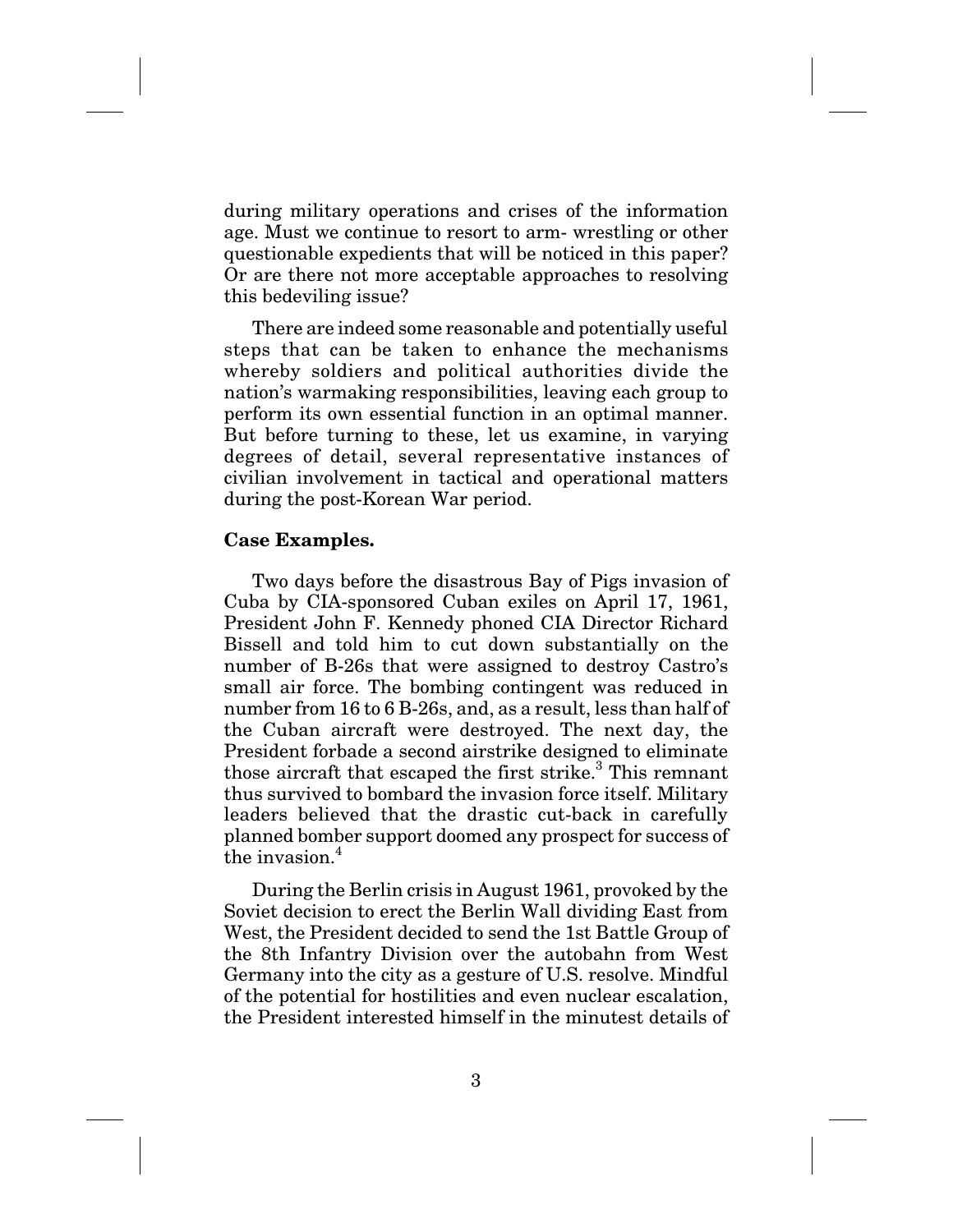during military operations and crises of the information age. Must we continue to resort to arm- wrestling or other questionable expedients that will be noticed in this paper? Or are there not more acceptable approaches to resolving this bedeviling issue?

There are indeed some reasonable and potentially useful steps that can be taken to enhance the mechanisms whereby soldiers and political authorities divide the nation's warmaking responsibilities, leaving each group to perform its own essential function in an optimal manner. But before turning to these, let us examine, in varying degrees of detail, several representative instances of civilian involvement in tactical and operational matters during the post-Korean War period.

**Case Examples.**

Two days before the disastrous Bay of Pigs invasion of Cuba by CIA-sponsored Cuban exiles on April 17, 1961, President John F. Kennedy phoned CIA Director Richard Bissell and told him to cut down substantially on the number of B-26s that were assigned to destroy Castro's small air force. The bombing contingent was reduced in number from 16 to 6 B-26s, and, as a result, less than half of the Cuban aircraft were destroyed. The next day, the President forbade a second airstrike designed to eliminate those aircraft that escaped the first strike.[3] This remnant thus survived to bombard the invasion force itself. Military leaders believed that the drastic cut-back in carefully planned bomber support doomed any prospect for success of the invasion.[4]

During the Berlin crisis in August 1961, provoked by the Soviet decision to erect the Berlin Wall dividing East from West, the President decided to send the 1st Battle Group of the 8th Infantry Division over the autobahn from West Germany into the city as a gesture of U.S. resolve. Mindful of the potential for hostilities and even nuclear escalation, the President interested himself in the minutest details of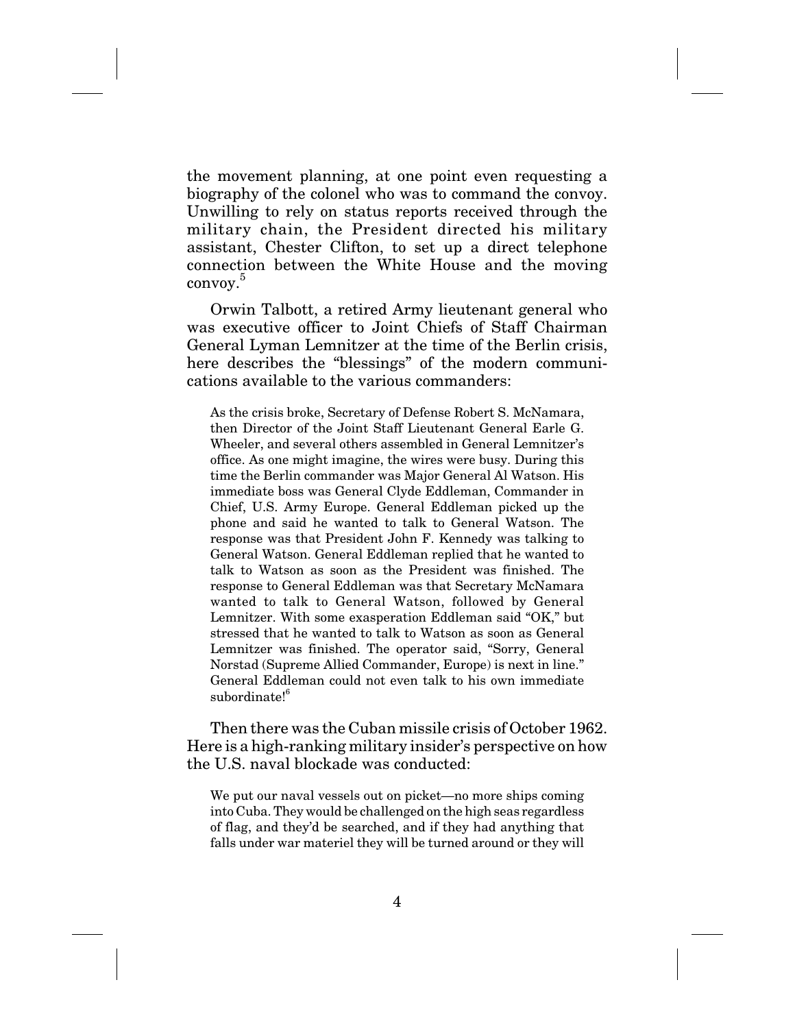the movement planning, at one point even requesting a biography of the colonel who was to command the convoy. Unwilling to rely on status reports received through the military chain, the President directed his military assistant, Chester Clifton, to set up a direct telephone connection between the White House and the moving convoy.[5]

Orwin Talbott, a retired Army lieutenant general who was executive officer to Joint Chiefs of Staff Chairman General Lyman Lemnitzer at the time of the Berlin crisis, here describes the "blessings" of the modern communications available to the various commanders:

> As the crisis broke, Secretary of Defense Robert S. McNamara, then Director of the Joint Staff Lieutenant General Earle G. Wheeler, and several others assembled in General Lemnitzer's office. As one might imagine, the wires were busy. During this time the Berlin commander was Major General Al Watson. His immediate boss was General Clyde Eddleman, Commander in Chief, U.S. Army Europe. General Eddleman picked up the phone and said he wanted to talk to General Watson. The response was that President John F. Kennedy was talking to General Watson. General Eddleman replied that he wanted to talk to Watson as soon as the President was finished. The response to General Eddleman was that Secretary McNamara wanted to talk to General Watson, followed by General Lemnitzer. With some exasperation Eddleman said "OK," but stressed that he wanted to talk to Watson as soon as General Lemnitzer was finished. The operator said, "Sorry, General Norstad (Supreme Allied Commander, Europe) is next in line." General Eddleman could not even talk to his own immediate subordinate![6]

Then there was the Cuban missile crisis of October 1962. Here is a high-ranking military insider's perspective on how the U.S. naval blockade was conducted:

> We put our naval vessels out on picket—no more ships coming into Cuba. They would be challenged on the high seas regardless of flag, and they'd be searched, and if they had anything that falls under war materiel they will be turned around or they will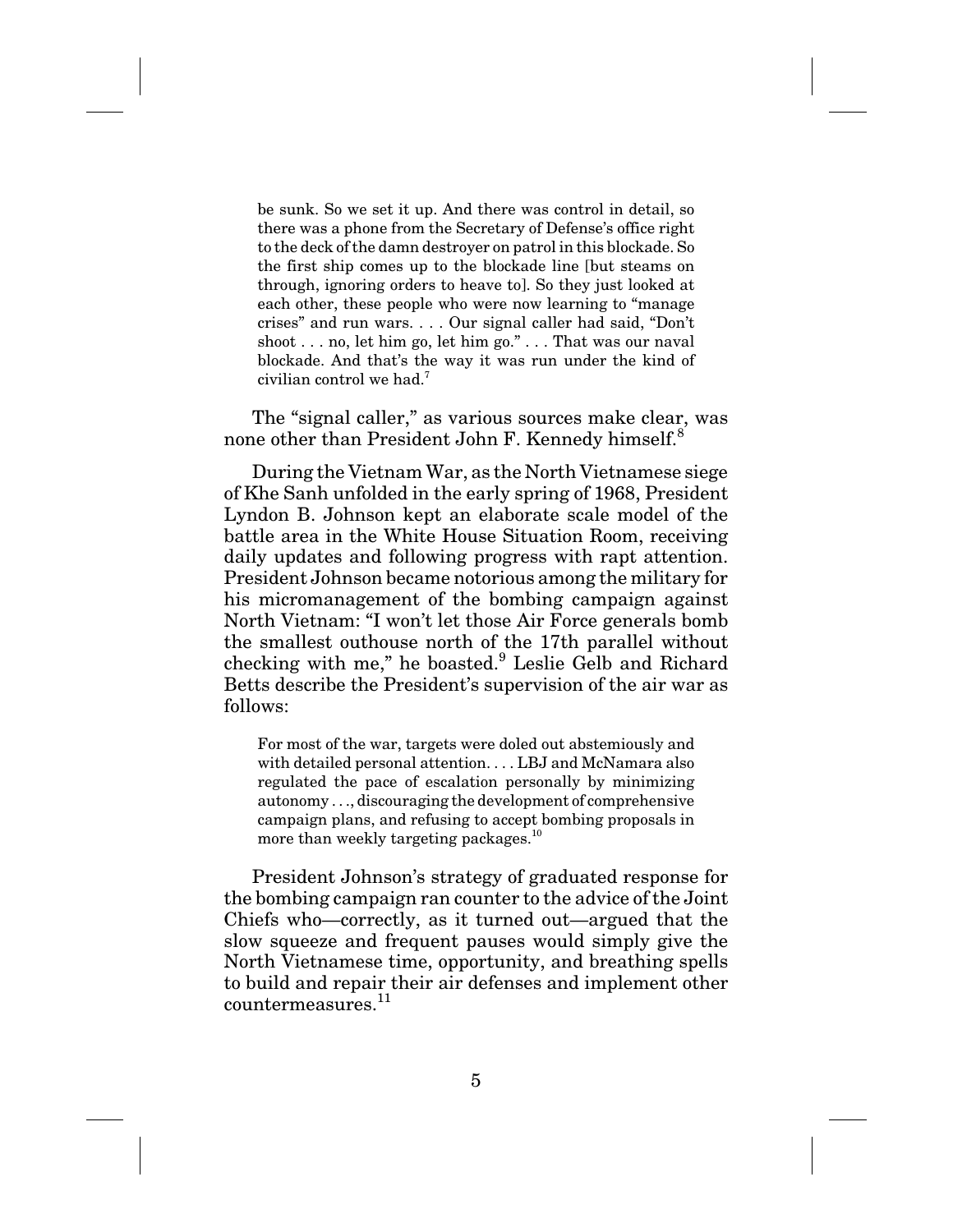> be sunk. So we set it up. And there was control in detail, so there was a phone from the Secretary of Defense's office right to the deck of the damn destroyer on patrol in this blockade. So the first ship comes up to the blockade line [but steams on through, ignoring orders to heave to]. So they just looked at each other, these people who were now learning to "manage crises" and run wars. . . . Our signal caller had said, "Don't shoot . . . no, let him go, let him go." . . . That was our naval blockade. And that's the way it was run under the kind of civilian control we had.[7]

The "signal caller," as various sources make clear, was none other than President John F. Kennedy himself.[8]

During the Vietnam War, as the North Vietnamese siege of Khe Sanh unfolded in the early spring of 1968, President Lyndon B. Johnson kept an elaborate scale model of the battle area in the White House Situation Room, receiving daily updates and following progress with rapt attention. President Johnson became notorious among the military for his micromanagement of the bombing campaign against North Vietnam: "I won't let those Air Force generals bomb the smallest outhouse north of the 17th parallel without checking with me," he boasted.[9] Leslie Gelb and Richard Betts describe the President's supervision of the air war as follows:

> For most of the war, targets were doled out abstemiously and with detailed personal attention. . . . LBJ and McNamara also regulated the pace of escalation personally by minimizing autonomy . . ., discouraging the development of comprehensive campaign plans, and refusing to accept bombing proposals in more than weekly targeting packages.[10]

President Johnson's strategy of graduated response for the bombing campaign ran counter to the advice of the Joint Chiefs who—correctly, as it turned out—argued that the slow squeeze and frequent pauses would simply give the North Vietnamese time, opportunity, and breathing spells to build and repair their air defenses and implement other countermeasures.[11]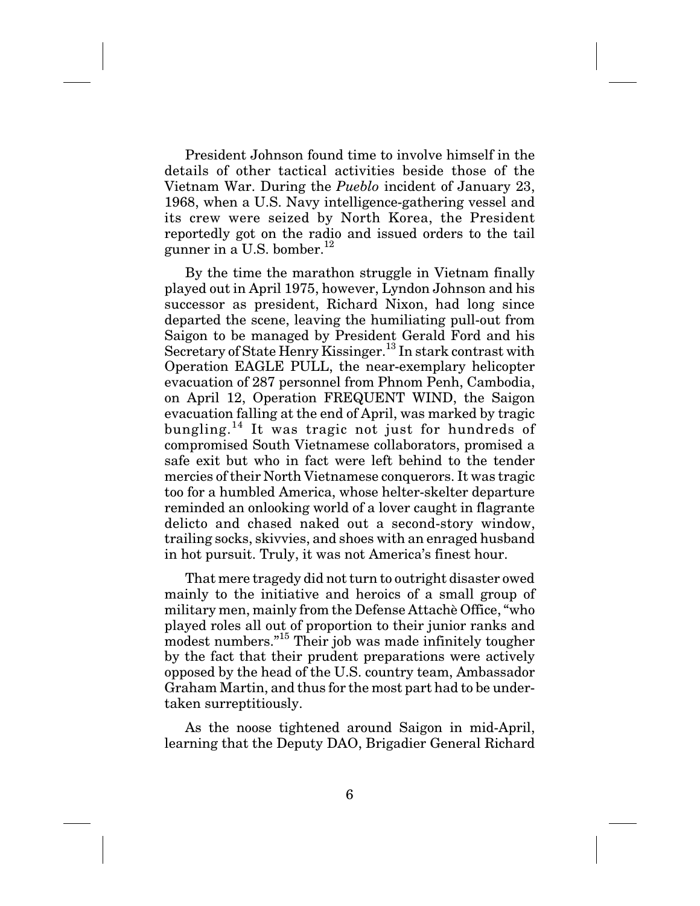President Johnson found time to involve himself in the details of other tactical activities beside those of the Vietnam War. During the *Pueblo* incident of January 23, 1968, when a U.S. Navy intelligence-gathering vessel and its crew were seized by North Korea, the President reportedly got on the radio and issued orders to the tail gunner in a U.S. bomber.[12]

By the time the marathon struggle in Vietnam finally played out in April 1975, however, Lyndon Johnson and his successor as president, Richard Nixon, had long since departed the scene, leaving the humiliating pull-out from Saigon to be managed by President Gerald Ford and his Secretary of State Henry Kissinger.[13] In stark contrast with Operation EAGLE PULL, the near-exemplary helicopter evacuation of 287 personnel from Phnom Penh, Cambodia, on April 12, Operation FREQUENT WIND, the Saigon evacuation falling at the end of April, was marked by tragic bungling.[14] It was tragic not just for hundreds of compromised South Vietnamese collaborators, promised a safe exit but who in fact were left behind to the tender mercies of their North Vietnamese conquerors. It was tragic too for a humbled America, whose helter-skelter departure reminded an onlooking world of a lover caught in flagrante delicto and chased naked out a second-story window, trailing socks, skivvies, and shoes with an enraged husband in hot pursuit. Truly, it was not America's finest hour.

That mere tragedy did not turn to outright disaster owed mainly to the initiative and heroics of a small group of military men, mainly from the Defense Attachè Office, "who played roles all out of proportion to their junior ranks and modest numbers."[15] Their job was made infinitely tougher by the fact that their prudent preparations were actively opposed by the head of the U.S. country team, Ambassador Graham Martin, and thus for the most part had to be undertaken surreptitiously.

As the noose tightened around Saigon in mid-April, learning that the Deputy DAO, Brigadier General Richard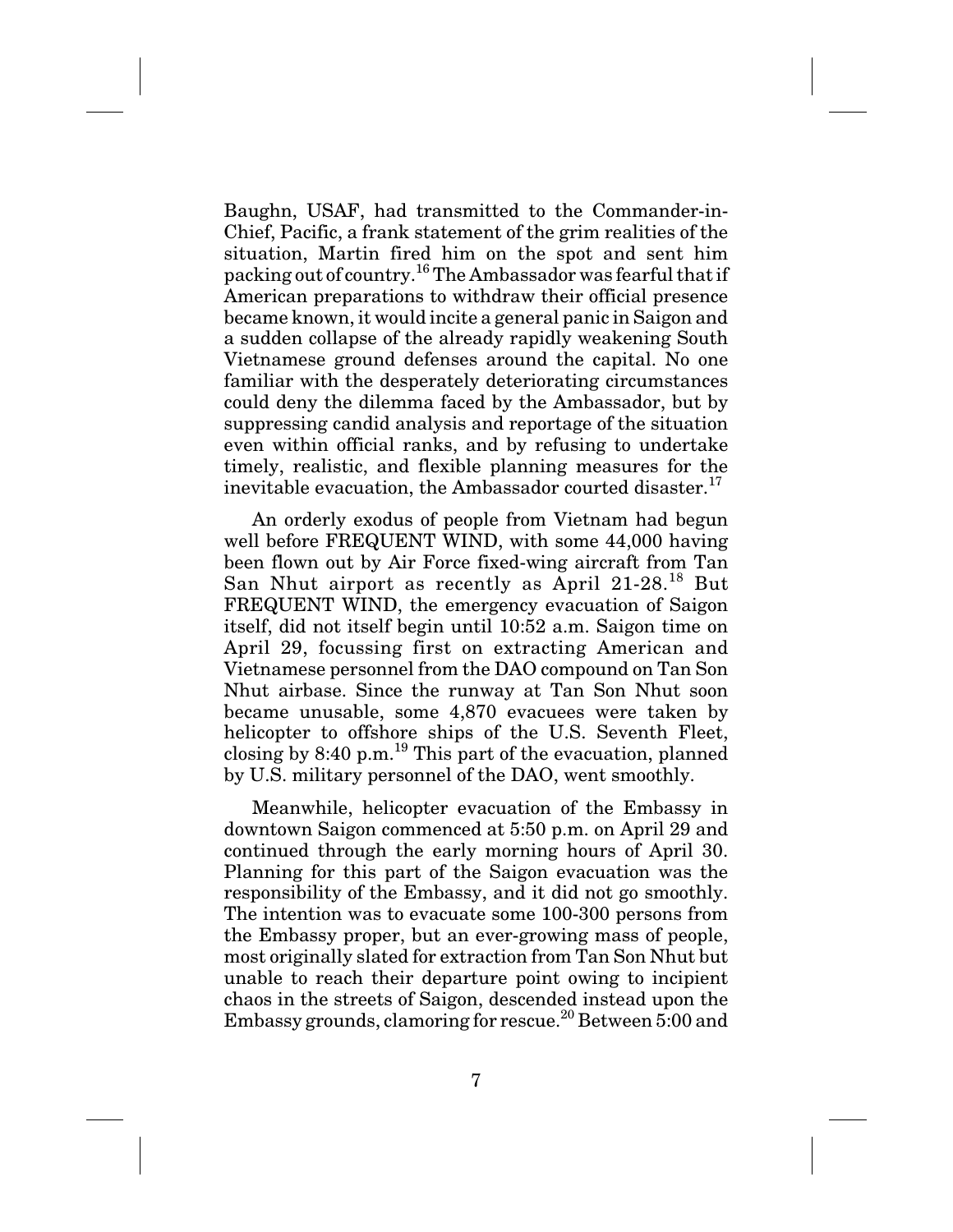Baughn, USAF, had transmitted to the Commander-in-Chief, Pacific, a frank statement of the grim realities of the situation, Martin fired him on the spot and sent him packing out of country.[16] The Ambassador was fearful that if American preparations to withdraw their official presence became known, it would incite a general panic in Saigon and a sudden collapse of the already rapidly weakening South Vietnamese ground defenses around the capital. No one familiar with the desperately deteriorating circumstances could deny the dilemma faced by the Ambassador, but by suppressing candid analysis and reportage of the situation even within official ranks, and by refusing to undertake timely, realistic, and flexible planning measures for the inevitable evacuation, the Ambassador courted disaster.[17]

An orderly exodus of people from Vietnam had begun well before FREQUENT WIND, with some 44,000 having been flown out by Air Force fixed-wing aircraft from Tan San Nhut airport as recently as April 21-28.[18] But FREQUENT WIND, the emergency evacuation of Saigon itself, did not itself begin until 10:52 a.m. Saigon time on April 29, focussing first on extracting American and Vietnamese personnel from the DAO compound on Tan Son Nhut airbase. Since the runway at Tan Son Nhut soon became unusable, some 4,870 evacuees were taken by helicopter to offshore ships of the U.S. Seventh Fleet, closing by 8:40 p.m.[19] This part of the evacuation, planned by U.S. military personnel of the DAO, went smoothly.

Meanwhile, helicopter evacuation of the Embassy in downtown Saigon commenced at 5:50 p.m. on April 29 and continued through the early morning hours of April 30. Planning for this part of the Saigon evacuation was the responsibility of the Embassy, and it did not go smoothly. The intention was to evacuate some 100-300 persons from the Embassy proper, but an ever-growing mass of people, most originally slated for extraction from Tan Son Nhut but unable to reach their departure point owing to incipient chaos in the streets of Saigon, descended instead upon the Embassy grounds, clamoring for rescue.[20] Between 5:00 and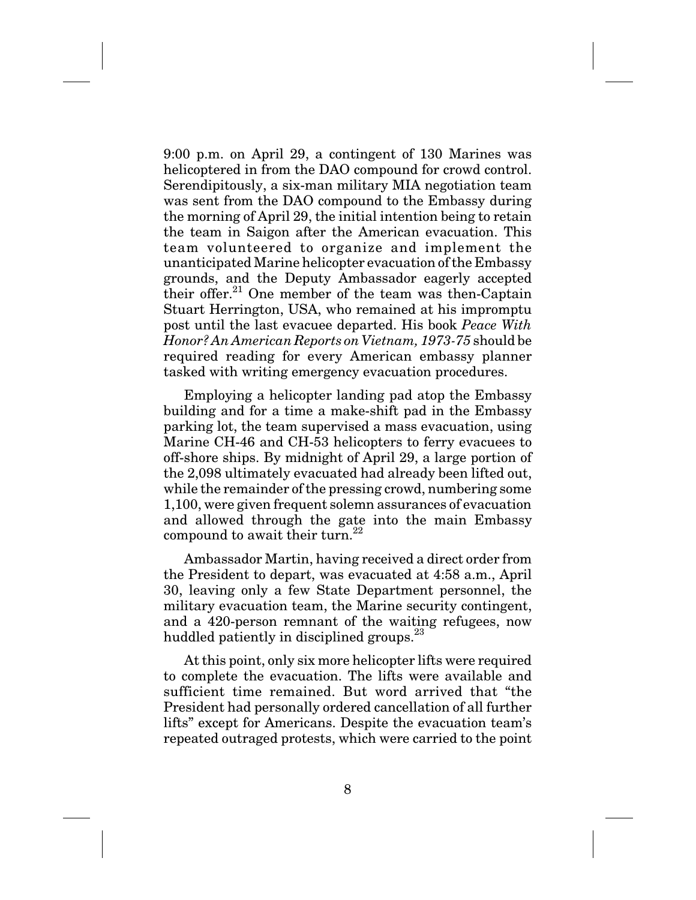9:00 p.m. on April 29, a contingent of 130 Marines was helicoptered in from the DAO compound for crowd control. Serendipitously, a six-man military MIA negotiation team was sent from the DAO compound to the Embassy during the morning of April 29, the initial intention being to retain the team in Saigon after the American evacuation. This team volunteered to organize and implement the unanticipated Marine helicopter evacuation of the Embassy grounds, and the Deputy Ambassador eagerly accepted their offer.[21] One member of the team was then-Captain Stuart Herrington, USA, who remained at his impromptu post until the last evacuee departed. His book *Peace With Honor? An American Reports on Vietnam, 1973-75* should be required reading for every American embassy planner tasked with writing emergency evacuation procedures.

Employing a helicopter landing pad atop the Embassy building and for a time a make-shift pad in the Embassy parking lot, the team supervised a mass evacuation, using Marine CH-46 and CH-53 helicopters to ferry evacuees to off-shore ships. By midnight of April 29, a large portion of the 2,098 ultimately evacuated had already been lifted out, while the remainder of the pressing crowd, numbering some 1,100, were given frequent solemn assurances of evacuation and allowed through the gate into the main Embassy compound to await their turn.[22]

Ambassador Martin, having received a direct order from the President to depart, was evacuated at 4:58 a.m., April 30, leaving only a few State Department personnel, the military evacuation team, the Marine security contingent, and a 420-person remnant of the waiting refugees, now huddled patiently in disciplined groups.[23]

At this point, only six more helicopter lifts were required to complete the evacuation. The lifts were available and sufficient time remained. But word arrived that "the President had personally ordered cancellation of all further lifts" except for Americans. Despite the evacuation team's repeated outraged protests, which were carried to the point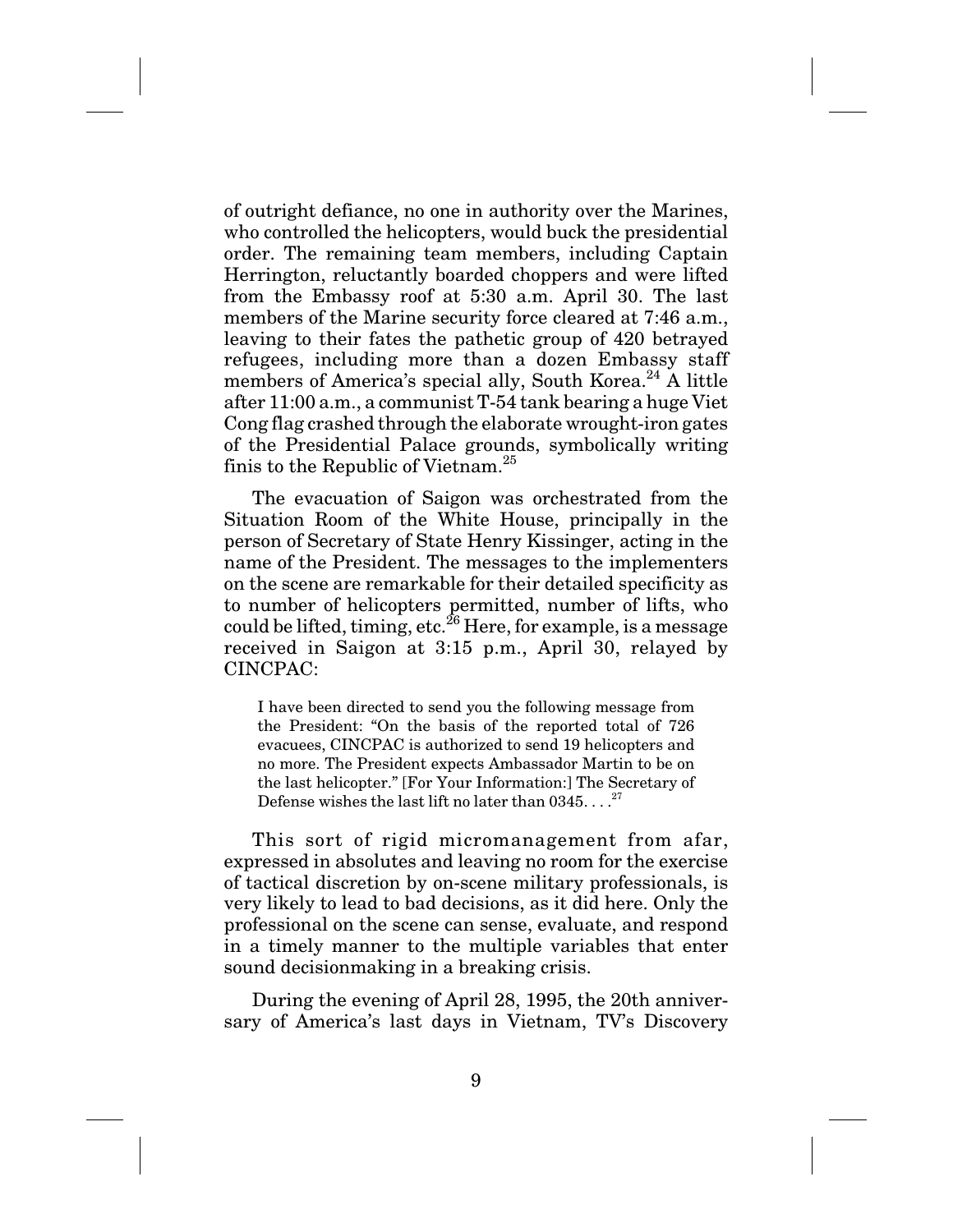of outright defiance, no one in authority over the Marines, who controlled the helicopters, would buck the presidential order. The remaining team members, including Captain Herrington, reluctantly boarded choppers and were lifted from the Embassy roof at 5:30 a.m. April 30. The last members of the Marine security force cleared at 7:46 a.m., leaving to their fates the pathetic group of 420 betrayed refugees, including more than a dozen Embassy staff members of America's special ally, South Korea.[24] A little after 11:00 a.m., a communist T-54 tank bearing a huge Viet Cong flag crashed through the elaborate wrought-iron gates of the Presidential Palace grounds, symbolically writing finis to the Republic of Vietnam.[25]

The evacuation of Saigon was orchestrated from the Situation Room of the White House, principally in the person of Secretary of State Henry Kissinger, acting in the name of the President. The messages to the implementers on the scene are remarkable for their detailed specificity as to number of helicopters permitted, number of lifts, who could be lifted, timing, etc.[26] Here, for example, is a message received in Saigon at 3:15 p.m., April 30, relayed by CINCPAC:

> I have been directed to send you the following message from the President: "On the basis of the reported total of 726 evacuees, CINCPAC is authorized to send 19 helicopters and no more. The President expects Ambassador Martin to be on the last helicopter." [For Your Information:] The Secretary of Defense wishes the last lift no later than 0345. . . .[27]

This sort of rigid micromanagement from afar, expressed in absolutes and leaving no room for the exercise of tactical discretion by on-scene military professionals, is very likely to lead to bad decisions, as it did here. Only the professional on the scene can sense, evaluate, and respond in a timely manner to the multiple variables that enter sound decisionmaking in a breaking crisis.

During the evening of April 28, 1995, the 20th anniversary of America's last days in Vietnam, TV's Discovery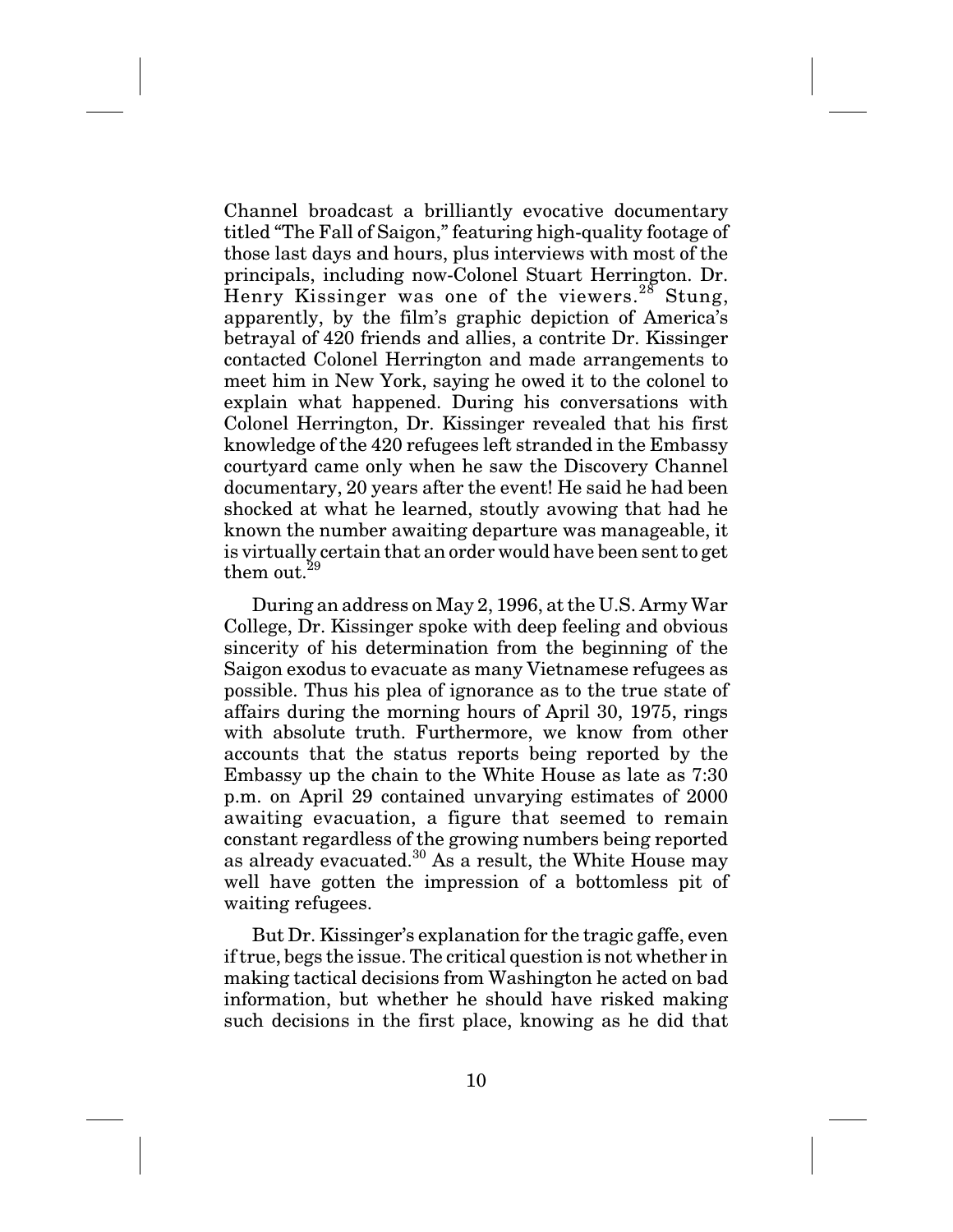Channel broadcast a brilliantly evocative documentary titled "The Fall of Saigon," featuring high-quality footage of those last days and hours, plus interviews with most of the principals, including now-Colonel Stuart Herrington. Dr. Henry Kissinger was one of the viewers.[28] Stung, apparently, by the film's graphic depiction of America's betrayal of 420 friends and allies, a contrite Dr. Kissinger contacted Colonel Herrington and made arrangements to meet him in New York, saying he owed it to the colonel to explain what happened. During his conversations with Colonel Herrington, Dr. Kissinger revealed that his first knowledge of the 420 refugees left stranded in the Embassy courtyard came only when he saw the Discovery Channel documentary, 20 years after the event! He said he had been shocked at what he learned, stoutly avowing that had he known the number awaiting departure was manageable, it is virtually certain that an order would have been sent to get them out.[29]

During an address on May 2, 1996, at the U.S. Army War College, Dr. Kissinger spoke with deep feeling and obvious sincerity of his determination from the beginning of the Saigon exodus to evacuate as many Vietnamese refugees as possible. Thus his plea of ignorance as to the true state of affairs during the morning hours of April 30, 1975, rings with absolute truth. Furthermore, we know from other accounts that the status reports being reported by the Embassy up the chain to the White House as late as 7:30 p.m. on April 29 contained unvarying estimates of 2000 awaiting evacuation, a figure that seemed to remain constant regardless of the growing numbers being reported as already evacuated.[30] As a result, the White House may well have gotten the impression of a bottomless pit of waiting refugees.

But Dr. Kissinger's explanation for the tragic gaffe, even if true, begs the issue. The critical question is not whether in making tactical decisions from Washington he acted on bad information, but whether he should have risked making such decisions in the first place, knowing as he did that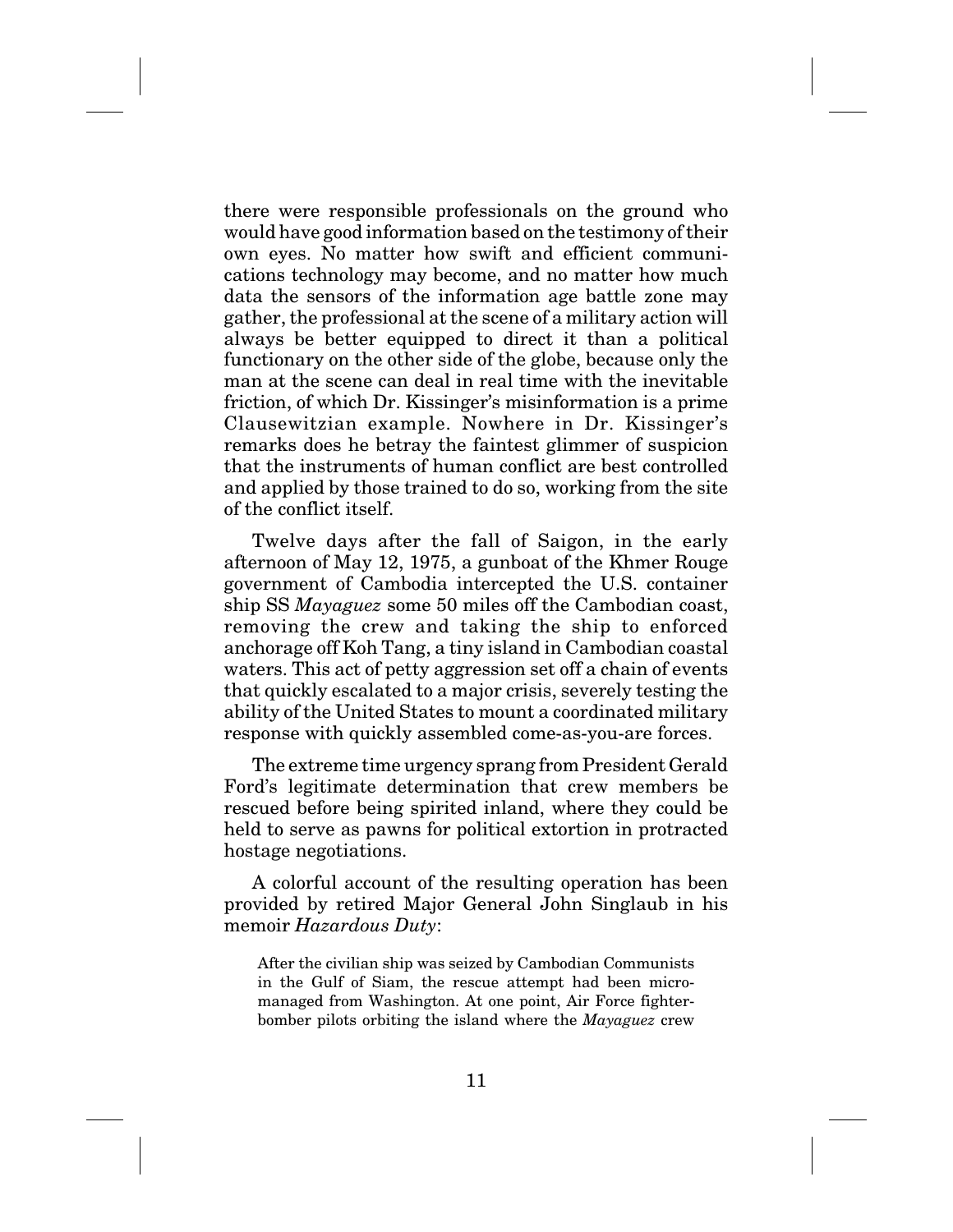there were responsible professionals on the ground who would have good information based on the testimony of their own eyes. No matter how swift and efficient communications technology may become, and no matter how much data the sensors of the information age battle zone may gather, the professional at the scene of a military action will always be better equipped to direct it than a political functionary on the other side of the globe, because only the man at the scene can deal in real time with the inevitable friction, of which Dr. Kissinger's misinformation is a prime Clausewitzian example. Nowhere in Dr. Kissinger's remarks does he betray the faintest glimmer of suspicion that the instruments of human conflict are best controlled and applied by those trained to do so, working from the site of the conflict itself.

Twelve days after the fall of Saigon, in the early afternoon of May 12, 1975, a gunboat of the Khmer Rouge government of Cambodia intercepted the U.S. container ship SS *Mayaguez* some 50 miles off the Cambodian coast, removing the crew and taking the ship to enforced anchorage off Koh Tang, a tiny island in Cambodian coastal waters. This act of petty aggression set off a chain of events that quickly escalated to a major crisis, severely testing the ability of the United States to mount a coordinated military response with quickly assembled come-as-you-are forces.

The extreme time urgency sprang from President Gerald Ford's legitimate determination that crew members be rescued before being spirited inland, where they could be held to serve as pawns for political extortion in protracted hostage negotiations.

A colorful account of the resulting operation has been provided by retired Major General John Singlaub in his memoir *Hazardous Duty*:

> After the civilian ship was seized by Cambodian Communists in the Gulf of Siam, the rescue attempt had been micromanaged from Washington. At one point, Air Force fighter-bomber pilots orbiting the island where the *Mayaguez* crew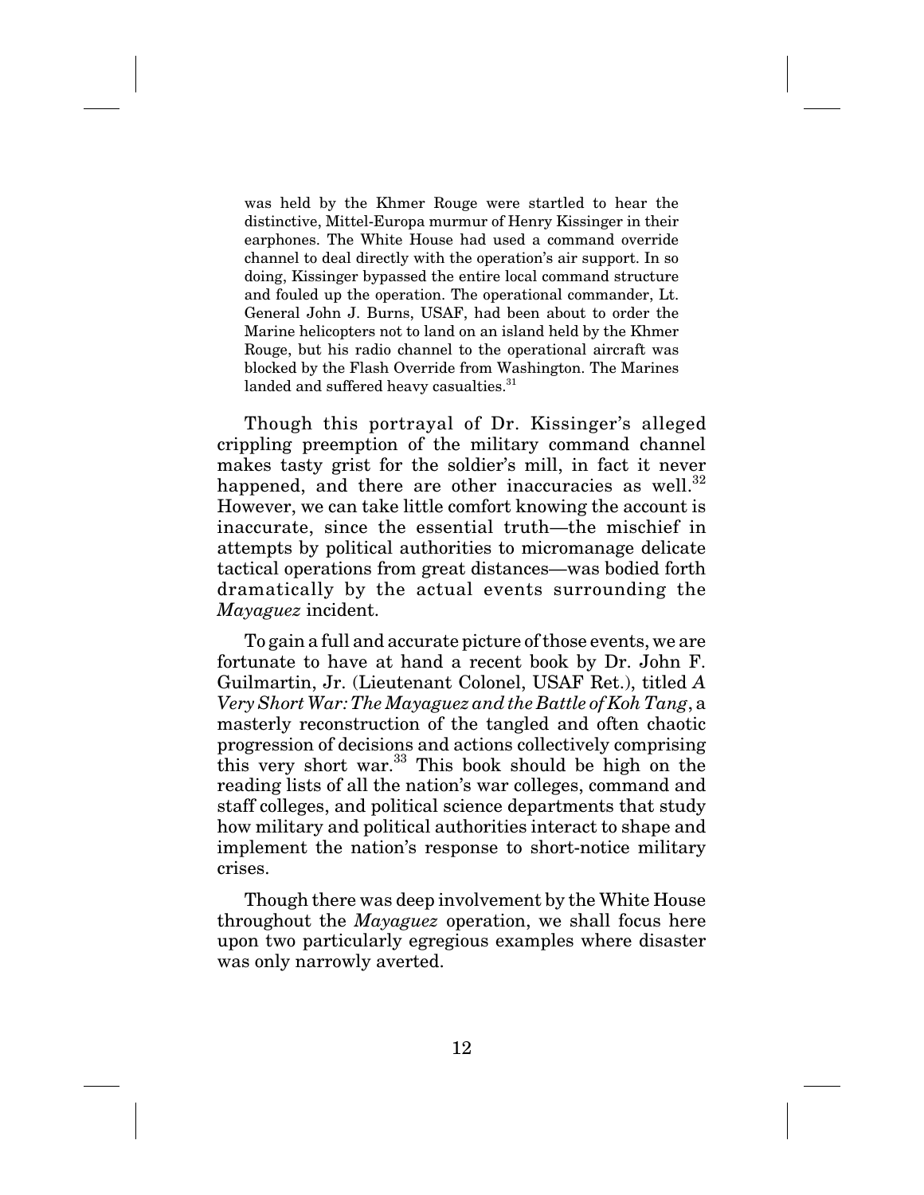> was held by the Khmer Rouge were startled to hear the distinctive, Mittel-Europa murmur of Henry Kissinger in their earphones. The White House had used a command override channel to deal directly with the operation's air support. In so doing, Kissinger bypassed the entire local command structure and fouled up the operation. The operational commander, Lt. General John J. Burns, USAF, had been about to order the Marine helicopters not to land on an island held by the Khmer Rouge, but his radio channel to the operational aircraft was blocked by the Flash Override from Washington. The Marines landed and suffered heavy casualties.[31]

Though this portrayal of Dr. Kissinger's alleged crippling preemption of the military command channel makes tasty grist for the soldier's mill, in fact it never happened, and there are other inaccuracies as well.[32] However, we can take little comfort knowing the account is inaccurate, since the essential truth—the mischief in attempts by political authorities to micromanage delicate tactical operations from great distances—was bodied forth dramatically by the actual events surrounding the *Mayaguez* incident.

To gain a full and accurate picture of those events, we are fortunate to have at hand a recent book by Dr. John F. Guilmartin, Jr. (Lieutenant Colonel, USAF Ret.), titled *A Very Short War: The Mayaguez and the Battle of Koh Tang*, a masterly reconstruction of the tangled and often chaotic progression of decisions and actions collectively comprising this very short war.[33] This book should be high on the reading lists of all the nation's war colleges, command and staff colleges, and political science departments that study how military and political authorities interact to shape and implement the nation's response to short-notice military crises.

Though there was deep involvement by the White House throughout the *Mayaguez* operation, we shall focus here upon two particularly egregious examples where disaster was only narrowly averted.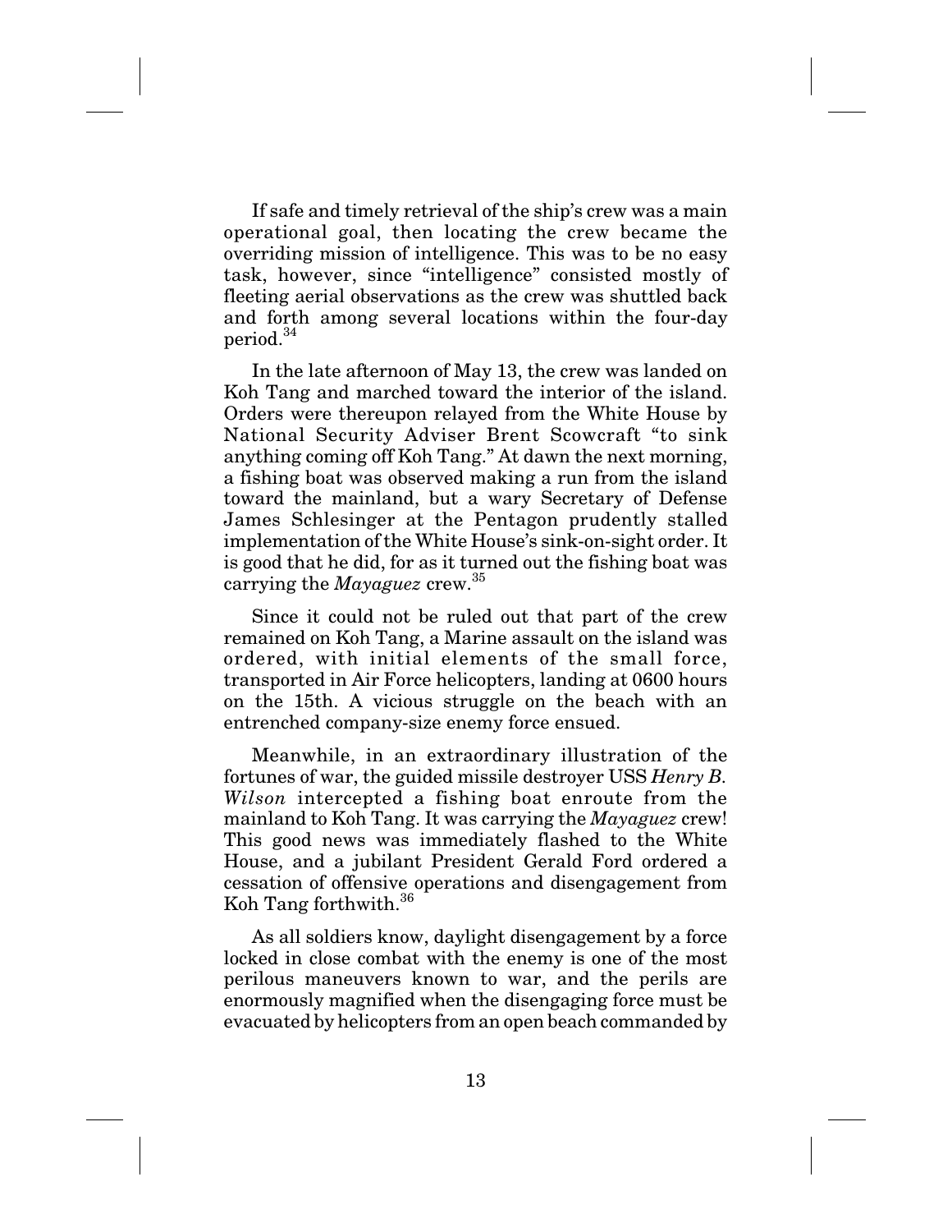If safe and timely retrieval of the ship's crew was a main operational goal, then locating the crew became the overriding mission of intelligence. This was to be no easy task, however, since "intelligence" consisted mostly of fleeting aerial observations as the crew was shuttled back and forth among several locations within the four-day period.[34]

In the late afternoon of May 13, the crew was landed on Koh Tang and marched toward the interior of the island. Orders were thereupon relayed from the White House by National Security Adviser Brent Scowcraft "to sink anything coming off Koh Tang." At dawn the next morning, a fishing boat was observed making a run from the island toward the mainland, but a wary Secretary of Defense James Schlesinger at the Pentagon prudently stalled implementation of the White House's sink-on-sight order. It is good that he did, for as it turned out the fishing boat was carrying the *Mayaguez* crew.[35]

Since it could not be ruled out that part of the crew remained on Koh Tang, a Marine assault on the island was ordered, with initial elements of the small force, transported in Air Force helicopters, landing at 0600 hours on the 15th. A vicious struggle on the beach with an entrenched company-size enemy force ensued.

Meanwhile, in an extraordinary illustration of the fortunes of war, the guided missile destroyer USS *Henry B. Wilson* intercepted a fishing boat enroute from the mainland to Koh Tang. It was carrying the *Mayaguez* crew! This good news was immediately flashed to the White House, and a jubilant President Gerald Ford ordered a cessation of offensive operations and disengagement from Koh Tang forthwith.[36]

As all soldiers know, daylight disengagement by a force locked in close combat with the enemy is one of the most perilous maneuvers known to war, and the perils are enormously magnified when the disengaging force must be evacuated by helicopters from an open beach commanded by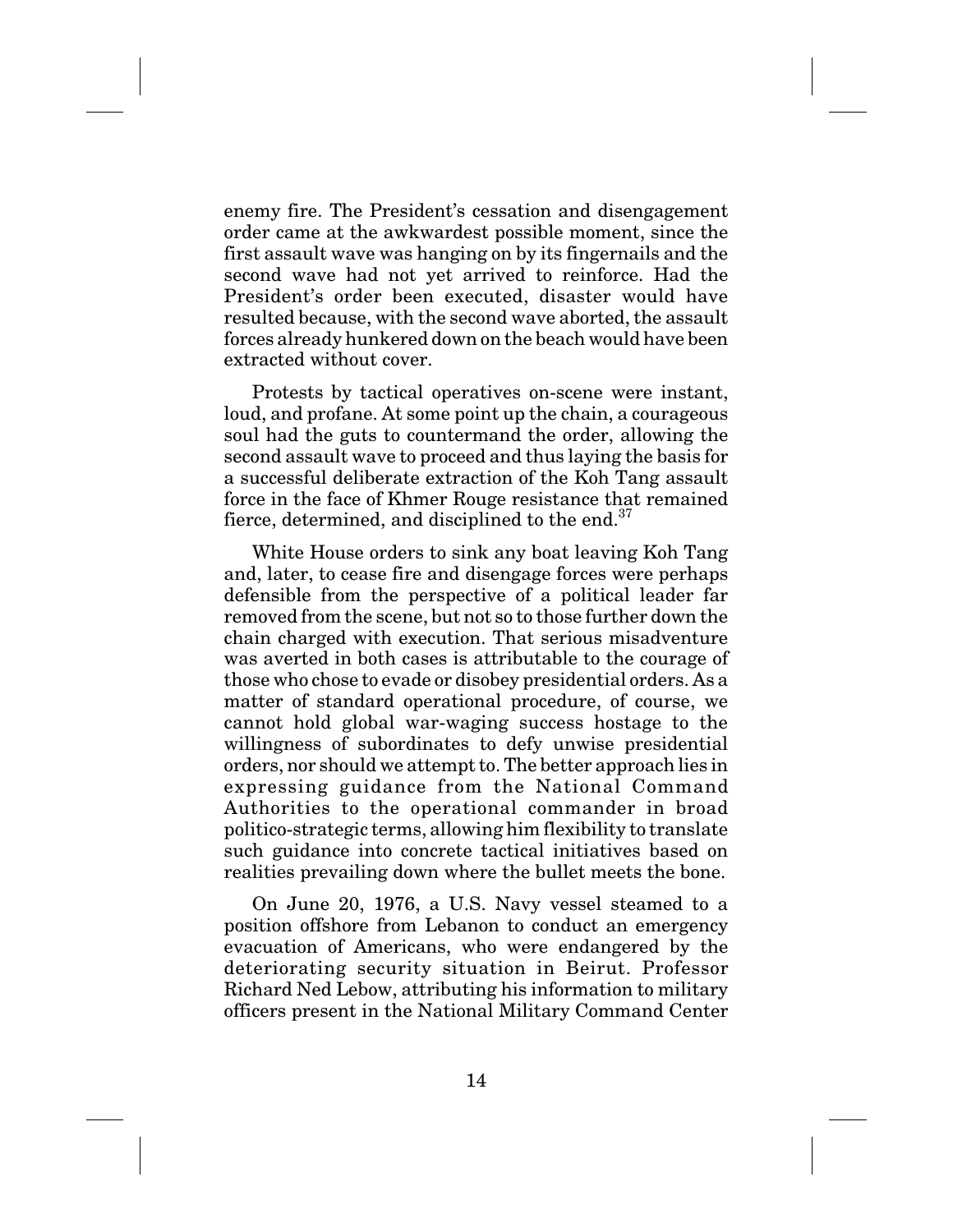enemy fire. The President's cessation and disengagement order came at the awkwardest possible moment, since the first assault wave was hanging on by its fingernails and the second wave had not yet arrived to reinforce. Had the President's order been executed, disaster would have resulted because, with the second wave aborted, the assault forces already hunkered down on the beach would have been extracted without cover.

Protests by tactical operatives on-scene were instant, loud, and profane. At some point up the chain, a courageous soul had the guts to countermand the order, allowing the second assault wave to proceed and thus laying the basis for a successful deliberate extraction of the Koh Tang assault force in the face of Khmer Rouge resistance that remained fierce, determined, and disciplined to the end.[37]

White House orders to sink any boat leaving Koh Tang and, later, to cease fire and disengage forces were perhaps defensible from the perspective of a political leader far removed from the scene, but not so to those further down the chain charged with execution. That serious misadventure was averted in both cases is attributable to the courage of those who chose to evade or disobey presidential orders. As a matter of standard operational procedure, of course, we cannot hold global war-waging success hostage to the willingness of subordinates to defy unwise presidential orders, nor should we attempt to. The better approach lies in expressing guidance from the National Command Authorities to the operational commander in broad politico-strategic terms, allowing him flexibility to translate such guidance into concrete tactical initiatives based on realities prevailing down where the bullet meets the bone.

On June 20, 1976, a U.S. Navy vessel steamed to a position offshore from Lebanon to conduct an emergency evacuation of Americans, who were endangered by the deteriorating security situation in Beirut. Professor Richard Ned Lebow, attributing his information to military officers present in the National Military Command Center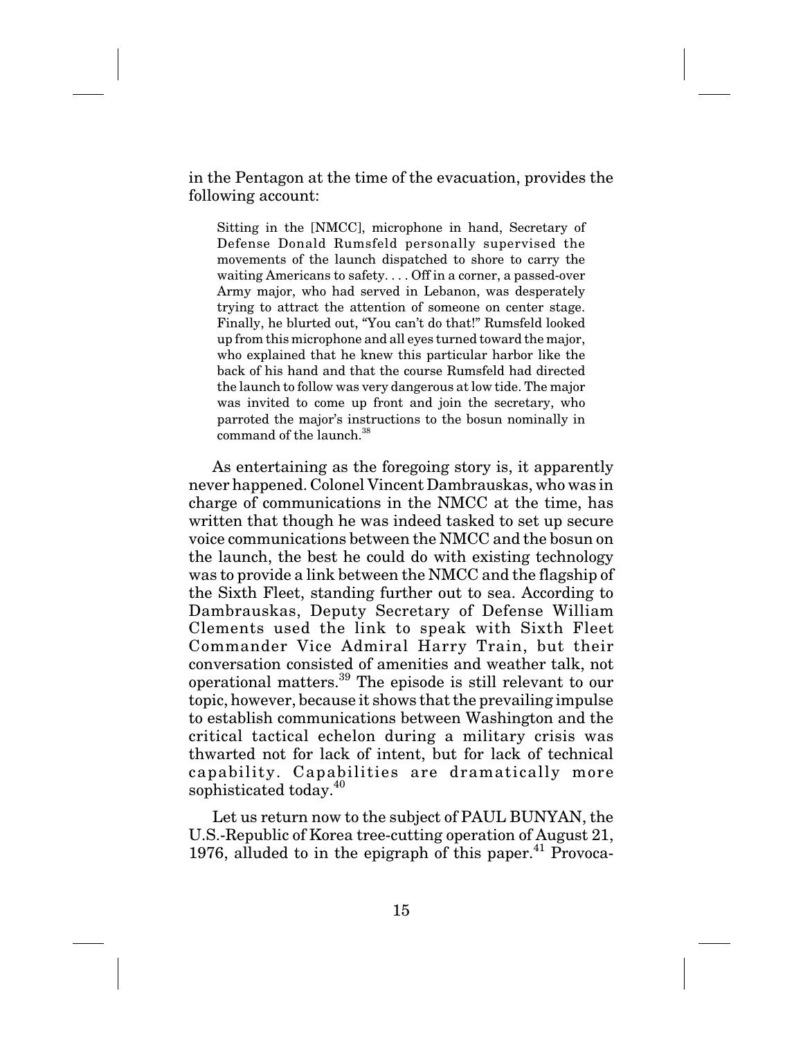in the Pentagon at the time of the evacuation, provides the following account:

> Sitting in the [NMCC], microphone in hand, Secretary of Defense Donald Rumsfeld personally supervised the movements of the launch dispatched to shore to carry the waiting Americans to safety. . . . Off in a corner, a passed-over Army major, who had served in Lebanon, was desperately trying to attract the attention of someone on center stage. Finally, he blurted out, "You can't do that!" Rumsfeld looked up from this microphone and all eyes turned toward the major, who explained that he knew this particular harbor like the back of his hand and that the course Rumsfeld had directed the launch to follow was very dangerous at low tide. The major was invited to come up front and join the secretary, who parroted the major's instructions to the bosun nominally in command of the launch.[38]

As entertaining as the foregoing story is, it apparently never happened. Colonel Vincent Dambrauskas, who was in charge of communications in the NMCC at the time, has written that though he was indeed tasked to set up secure voice communications between the NMCC and the bosun on the launch, the best he could do with existing technology was to provide a link between the NMCC and the flagship of the Sixth Fleet, standing further out to sea. According to Dambrauskas, Deputy Secretary of Defense William Clements used the link to speak with Sixth Fleet Commander Vice Admiral Harry Train, but their conversation consisted of amenities and weather talk, not operational matters.[39] The episode is still relevant to our topic, however, because it shows that the prevailing impulse to establish communications between Washington and the critical tactical echelon during a military crisis was thwarted not for lack of intent, but for lack of technical capability. Capabilities are dramatically more sophisticated today.[40]

Let us return now to the subject of PAUL BUNYAN, the U.S.-Republic of Korea tree-cutting operation of August 21, 1976, alluded to in the epigraph of this paper.[41] Provoca-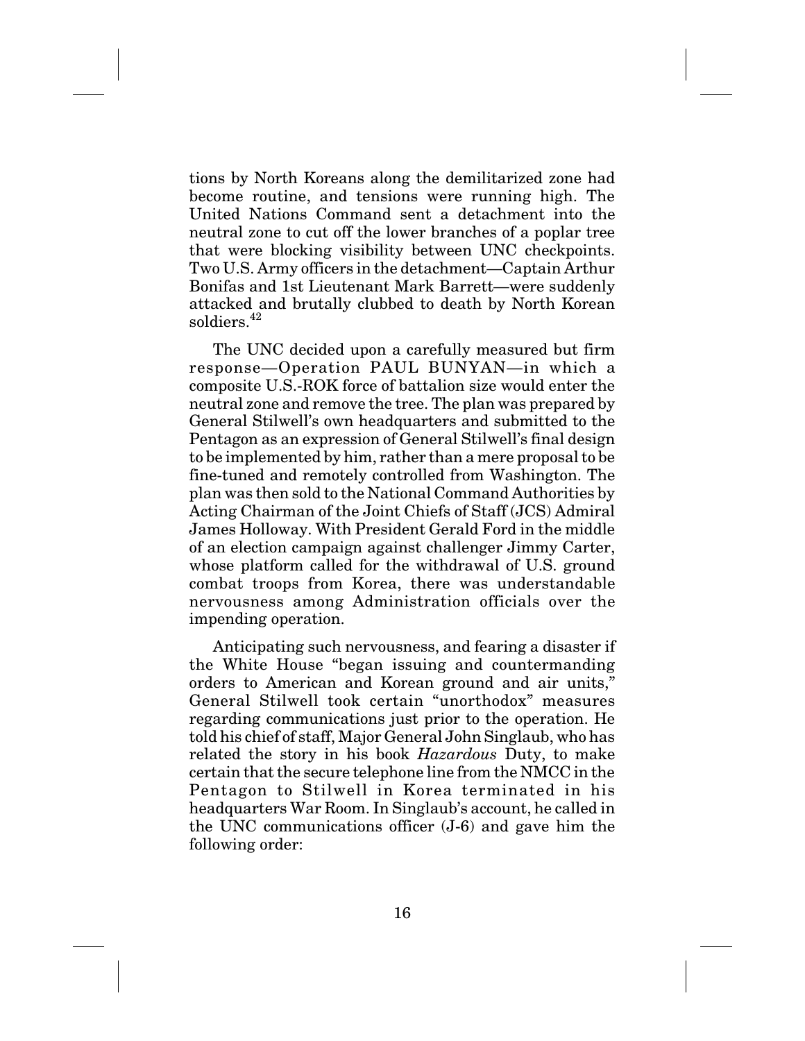tions by North Koreans along the demilitarized zone had become routine, and tensions were running high. The United Nations Command sent a detachment into the neutral zone to cut off the lower branches of a poplar tree that were blocking visibility between UNC checkpoints. Two U.S. Army officers in the detachment—Captain Arthur Bonifas and 1st Lieutenant Mark Barrett—were suddenly attacked and brutally clubbed to death by North Korean soldiers.[42]

The UNC decided upon a carefully measured but firm response—Operation PAUL BUNYAN—in which a composite U.S.-ROK force of battalion size would enter the neutral zone and remove the tree. The plan was prepared by General Stilwell's own headquarters and submitted to the Pentagon as an expression of General Stilwell's final design to be implemented by him, rather than a mere proposal to be fine-tuned and remotely controlled from Washington. The plan was then sold to the National Command Authorities by Acting Chairman of the Joint Chiefs of Staff (JCS) Admiral James Holloway. With President Gerald Ford in the middle of an election campaign against challenger Jimmy Carter, whose platform called for the withdrawal of U.S. ground combat troops from Korea, there was understandable nervousness among Administration officials over the impending operation.

Anticipating such nervousness, and fearing a disaster if the White House "began issuing and countermanding orders to American and Korean ground and air units," General Stilwell took certain "unorthodox" measures regarding communications just prior to the operation. He told his chief of staff, Major General John Singlaub, who has related the story in his book *Hazardous* Duty, to make certain that the secure telephone line from the NMCC in the Pentagon to Stilwell in Korea terminated in his headquarters War Room. In Singlaub's account, he called in the UNC communications officer (J-6) and gave him the following order: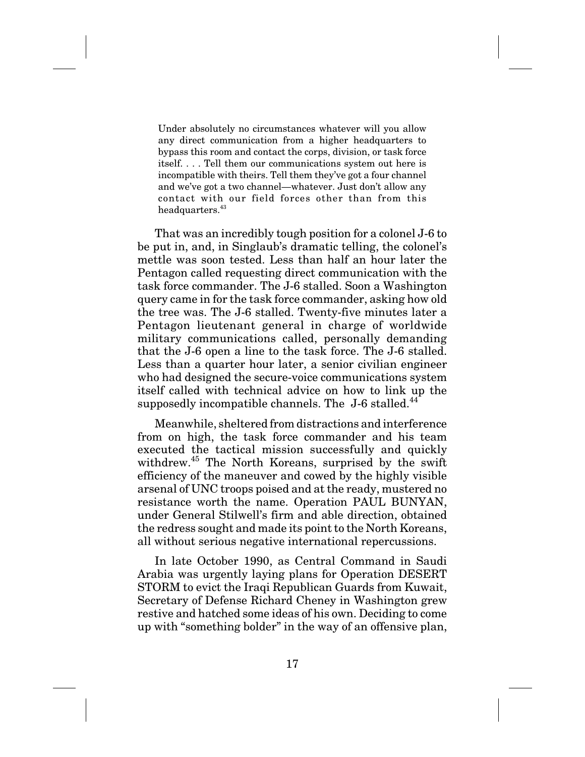> Under absolutely no circumstances whatever will you allow any direct communication from a higher headquarters to bypass this room and contact the corps, division, or task force itself. . . . Tell them our communications system out here is incompatible with theirs. Tell them they've got a four channel and we've got a two channel—whatever. Just don't allow any contact with our field forces other than from this headquarters.[43]

That was an incredibly tough position for a colonel J-6 to be put in, and, in Singlaub's dramatic telling, the colonel's mettle was soon tested. Less than half an hour later the Pentagon called requesting direct communication with the task force commander. The J-6 stalled. Soon a Washington query came in for the task force commander, asking how old the tree was. The J-6 stalled. Twenty-five minutes later a Pentagon lieutenant general in charge of worldwide military communications called, personally demanding that the J-6 open a line to the task force. The J-6 stalled. Less than a quarter hour later, a senior civilian engineer who had designed the secure-voice communications system itself called with technical advice on how to link up the supposedly incompatible channels. The J-6 stalled.[44]

Meanwhile, sheltered from distractions and interference from on high, the task force commander and his team executed the tactical mission successfully and quickly withdrew.[45] The North Koreans, surprised by the swift efficiency of the maneuver and cowed by the highly visible arsenal of UNC troops poised and at the ready, mustered no resistance worth the name. Operation PAUL BUNYAN, under General Stilwell's firm and able direction, obtained the redress sought and made its point to the North Koreans, all without serious negative international repercussions.

In late October 1990, as Central Command in Saudi Arabia was urgently laying plans for Operation DESERT STORM to evict the Iraqi Republican Guards from Kuwait, Secretary of Defense Richard Cheney in Washington grew restive and hatched some ideas of his own. Deciding to come up with "something bolder" in the way of an offensive plan,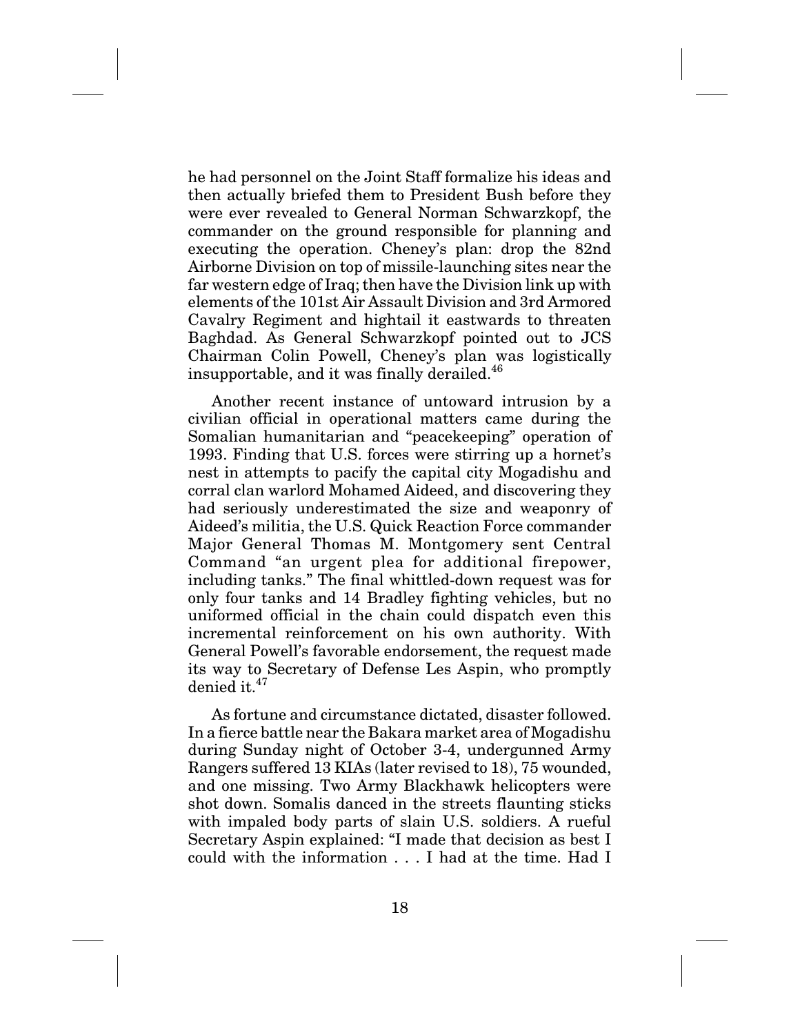he had personnel on the Joint Staff formalize his ideas and then actually briefed them to President Bush before they were ever revealed to General Norman Schwarzkopf, the commander on the ground responsible for planning and executing the operation. Cheney's plan: drop the 82nd Airborne Division on top of missile-launching sites near the far western edge of Iraq; then have the Division link up with elements of the 101st Air Assault Division and 3rd Armored Cavalry Regiment and hightail it eastwards to threaten Baghdad. As General Schwarzkopf pointed out to JCS Chairman Colin Powell, Cheney's plan was logistically insupportable, and it was finally derailed.[46]

Another recent instance of untoward intrusion by a civilian official in operational matters came during the Somalian humanitarian and "peacekeeping" operation of 1993. Finding that U.S. forces were stirring up a hornet's nest in attempts to pacify the capital city Mogadishu and corral clan warlord Mohamed Aideed, and discovering they had seriously underestimated the size and weaponry of Aideed's militia, the U.S. Quick Reaction Force commander Major General Thomas M. Montgomery sent Central Command "an urgent plea for additional firepower, including tanks." The final whittled-down request was for only four tanks and 14 Bradley fighting vehicles, but no uniformed official in the chain could dispatch even this incremental reinforcement on his own authority. With General Powell's favorable endorsement, the request made its way to Secretary of Defense Les Aspin, who promptly denied it.[47]

As fortune and circumstance dictated, disaster followed. In a fierce battle near the Bakara market area of Mogadishu during Sunday night of October 3-4, undergunned Army Rangers suffered 13 KIAs (later revised to 18), 75 wounded, and one missing. Two Army Blackhawk helicopters were shot down. Somalis danced in the streets flaunting sticks with impaled body parts of slain U.S. soldiers. A rueful Secretary Aspin explained: "I made that decision as best I could with the information . . . I had at the time. Had I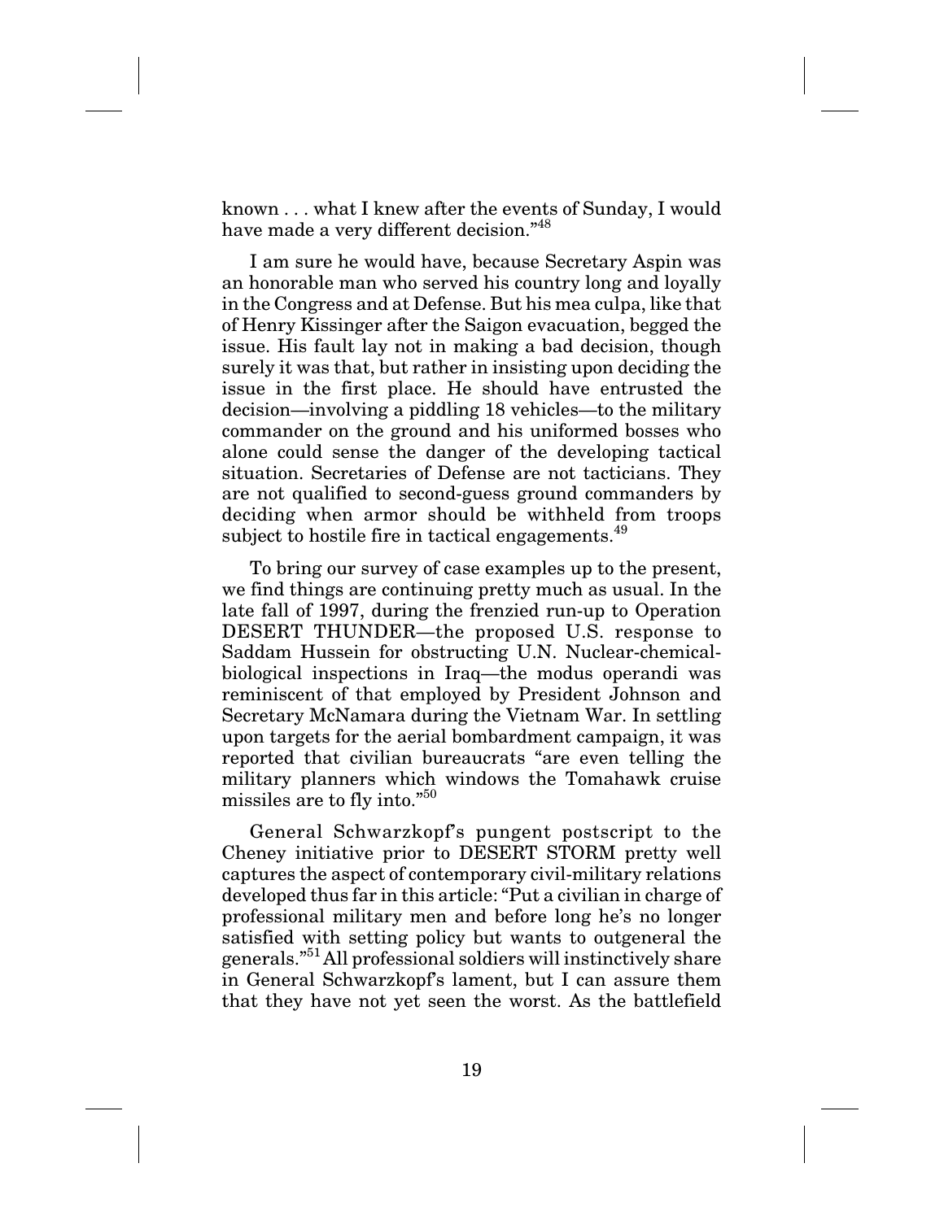known . . . what I knew after the events of Sunday, I would have made a very different decision."[48]

I am sure he would have, because Secretary Aspin was an honorable man who served his country long and loyally in the Congress and at Defense. But his mea culpa, like that of Henry Kissinger after the Saigon evacuation, begged the issue. His fault lay not in making a bad decision, though surely it was that, but rather in insisting upon deciding the issue in the first place. He should have entrusted the decision—involving a piddling 18 vehicles—to the military commander on the ground and his uniformed bosses who alone could sense the danger of the developing tactical situation. Secretaries of Defense are not tacticians. They are not qualified to second-guess ground commanders by deciding when armor should be withheld from troops subject to hostile fire in tactical engagements.[49]

To bring our survey of case examples up to the present, we find things are continuing pretty much as usual. In the late fall of 1997, during the frenzied run-up to Operation DESERT THUNDER—the proposed U.S. response to Saddam Hussein for obstructing U.N. Nuclear-chemical-biological inspections in Iraq—the modus operandi was reminiscent of that employed by President Johnson and Secretary McNamara during the Vietnam War. In settling upon targets for the aerial bombardment campaign, it was reported that civilian bureaucrats "are even telling the military planners which windows the Tomahawk cruise missiles are to fly into."[50]

General Schwarzkopf's pungent postscript to the Cheney initiative prior to DESERT STORM pretty well captures the aspect of contemporary civil-military relations developed thus far in this article: "Put a civilian in charge of professional military men and before long he's no longer satisfied with setting policy but wants to outgeneral the generals."[51] All professional soldiers will instinctively share in General Schwarzkopf's lament, but I can assure them that they have not yet seen the worst. As the battlefield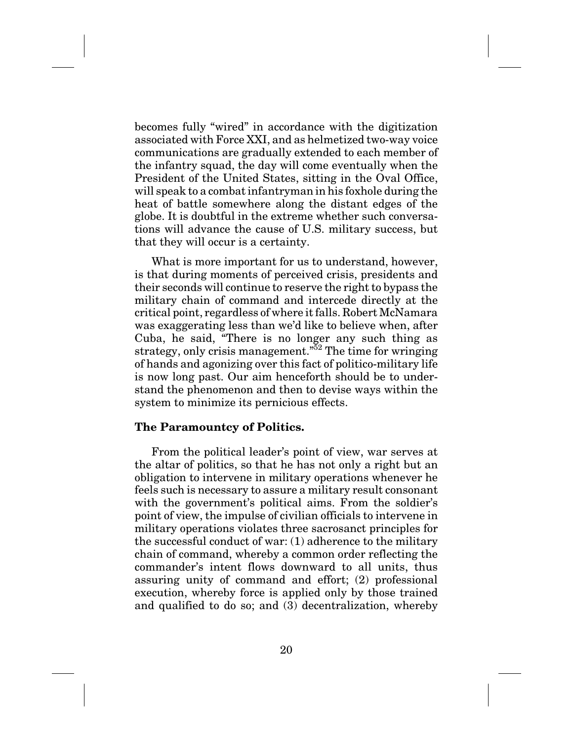becomes fully "wired" in accordance with the digitization associated with Force XXI, and as helmetized two-way voice communications are gradually extended to each member of the infantry squad, the day will come eventually when the President of the United States, sitting in the Oval Office, will speak to a combat infantryman in his foxhole during the heat of battle somewhere along the distant edges of the globe. It is doubtful in the extreme whether such conversations will advance the cause of U.S. military success, but that they will occur is a certainty.

What is more important for us to understand, however, is that during moments of perceived crisis, presidents and their seconds will continue to reserve the right to bypass the military chain of command and intercede directly at the critical point, regardless of where it falls. Robert McNamara was exaggerating less than we'd like to believe when, after Cuba, he said, "There is no longer any such thing as strategy, only crisis management."[52] The time for wringing of hands and agonizing over this fact of politico-military life is now long past. Our aim henceforth should be to understand the phenomenon and then to devise ways within the system to minimize its pernicious effects.

**The Paramountcy of Politics.**

From the political leader's point of view, war serves at the altar of politics, so that he has not only a right but an obligation to intervene in military operations whenever he feels such is necessary to assure a military result consonant with the government's political aims. From the soldier's point of view, the impulse of civilian officials to intervene in military operations violates three sacrosanct principles for the successful conduct of war: (1) adherence to the military chain of command, whereby a common order reflecting the commander's intent flows downward to all units, thus assuring unity of command and effort; (2) professional execution, whereby force is applied only by those trained and qualified to do so; and (3) decentralization, whereby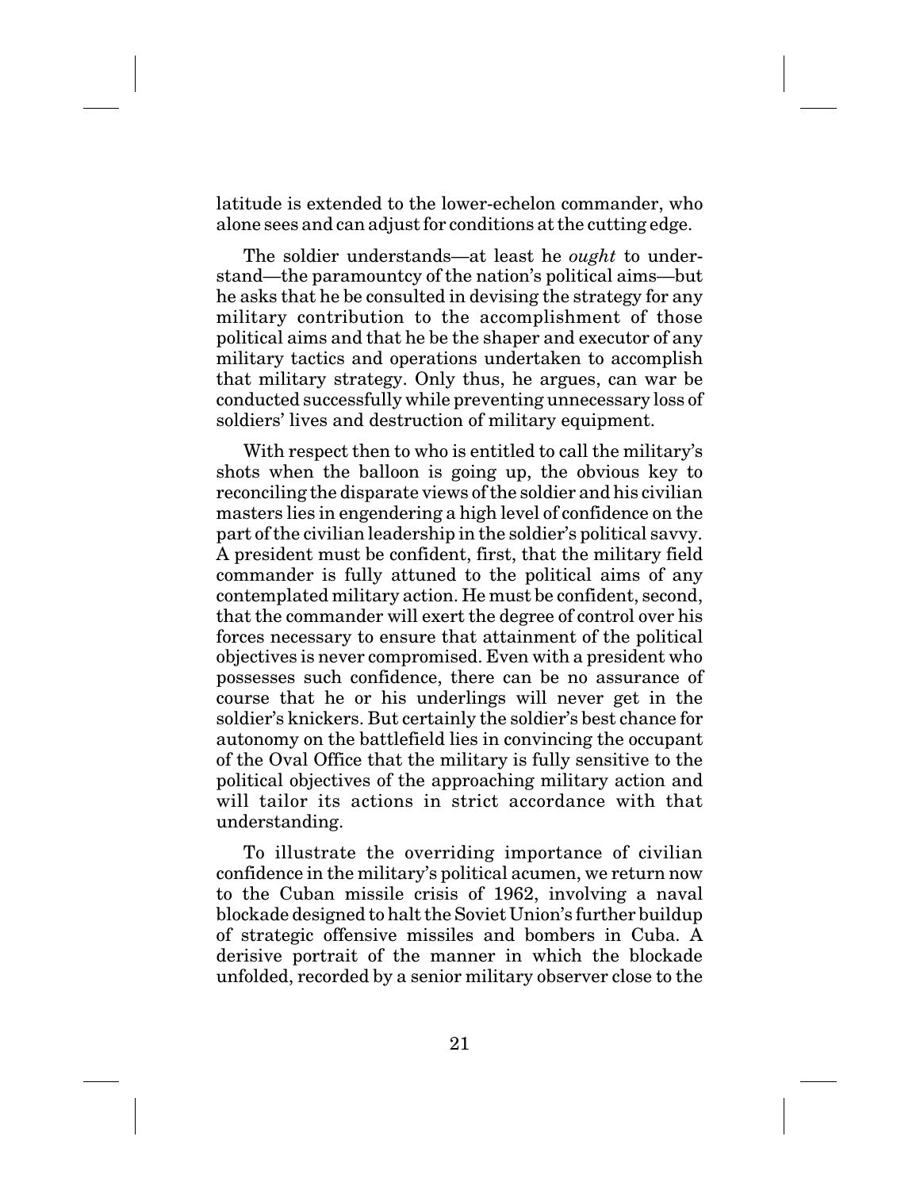latitude is extended to the lower-echelon commander, who alone sees and can adjust for conditions at the cutting edge.

The soldier understands—at least he *ought* to understand—the paramountcy of the nation's political aims—but he asks that he be consulted in devising the strategy for any military contribution to the accomplishment of those political aims and that he be the shaper and executor of any military tactics and operations undertaken to accomplish that military strategy. Only thus, he argues, can war be conducted successfully while preventing unnecessary loss of soldiers' lives and destruction of military equipment.

With respect then to who is entitled to call the military's shots when the balloon is going up, the obvious key to reconciling the disparate views of the soldier and his civilian masters lies in engendering a high level of confidence on the part of the civilian leadership in the soldier's political savvy. A president must be confident, first, that the military field commander is fully attuned to the political aims of any contemplated military action. He must be confident, second, that the commander will exert the degree of control over his forces necessary to ensure that attainment of the political objectives is never compromised. Even with a president who possesses such confidence, there can be no assurance of course that he or his underlings will never get in the soldier's knickers. But certainly the soldier's best chance for autonomy on the battlefield lies in convincing the occupant of the Oval Office that the military is fully sensitive to the political objectives of the approaching military action and will tailor its actions in strict accordance with that understanding.

To illustrate the overriding importance of civilian confidence in the military's political acumen, we return now to the Cuban missile crisis of 1962, involving a naval blockade designed to halt the Soviet Union's further buildup of strategic offensive missiles and bombers in Cuba. A derisive portrait of the manner in which the blockade unfolded, recorded by a senior military observer close to the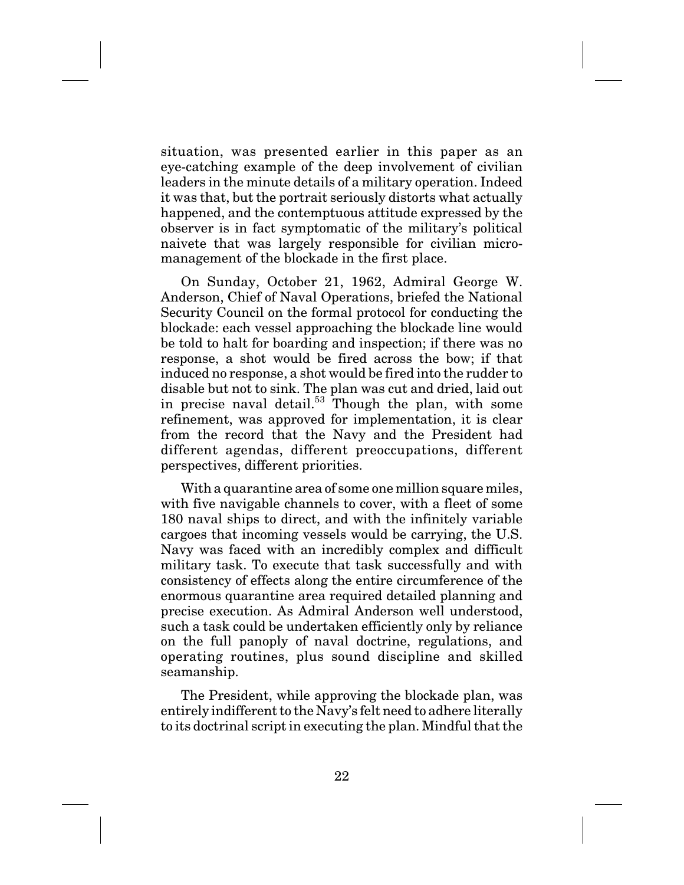situation, was presented earlier in this paper as an eye-catching example of the deep involvement of civilian leaders in the minute details of a military operation. Indeed it was that, but the portrait seriously distorts what actually happened, and the contemptuous attitude expressed by the observer is in fact symptomatic of the military's political naivete that was largely responsible for civilian micromanagement of the blockade in the first place.

On Sunday, October 21, 1962, Admiral George W. Anderson, Chief of Naval Operations, briefed the National Security Council on the formal protocol for conducting the blockade: each vessel approaching the blockade line would be told to halt for boarding and inspection; if there was no response, a shot would be fired across the bow; if that induced no response, a shot would be fired into the rudder to disable but not to sink. The plan was cut and dried, laid out in precise naval detail.[53] Though the plan, with some refinement, was approved for implementation, it is clear from the record that the Navy and the President had different agendas, different preoccupations, different perspectives, different priorities.

With a quarantine area of some one million square miles, with five navigable channels to cover, with a fleet of some 180 naval ships to direct, and with the infinitely variable cargoes that incoming vessels would be carrying, the U.S. Navy was faced with an incredibly complex and difficult military task. To execute that task successfully and with consistency of effects along the entire circumference of the enormous quarantine area required detailed planning and precise execution. As Admiral Anderson well understood, such a task could be undertaken efficiently only by reliance on the full panoply of naval doctrine, regulations, and operating routines, plus sound discipline and skilled seamanship.

The President, while approving the blockade plan, was entirely indifferent to the Navy's felt need to adhere literally to its doctrinal script in executing the plan. Mindful that the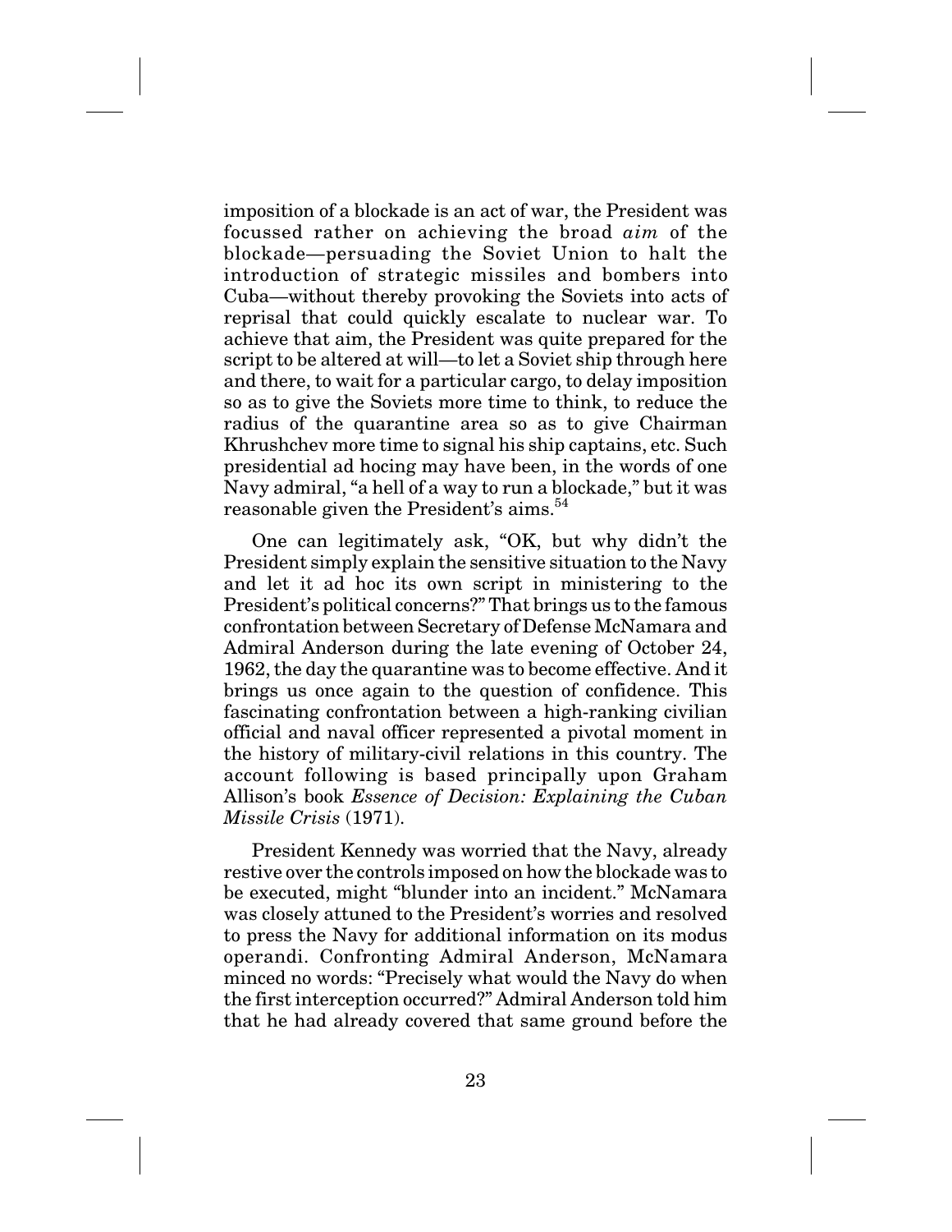imposition of a blockade is an act of war, the President was focussed rather on achieving the broad *aim* of the blockade—persuading the Soviet Union to halt the introduction of strategic missiles and bombers into Cuba—without thereby provoking the Soviets into acts of reprisal that could quickly escalate to nuclear war. To achieve that aim, the President was quite prepared for the script to be altered at will—to let a Soviet ship through here and there, to wait for a particular cargo, to delay imposition so as to give the Soviets more time to think, to reduce the radius of the quarantine area so as to give Chairman Khrushchev more time to signal his ship captains, etc. Such presidential ad hocing may have been, in the words of one Navy admiral, "a hell of a way to run a blockade," but it was reasonable given the President's aims.[54]

One can legitimately ask, "OK, but why didn't the President simply explain the sensitive situation to the Navy and let it ad hoc its own script in ministering to the President's political concerns?" That brings us to the famous confrontation between Secretary of Defense McNamara and Admiral Anderson during the late evening of October 24, 1962, the day the quarantine was to become effective. And it brings us once again to the question of confidence. This fascinating confrontation between a high-ranking civilian official and naval officer represented a pivotal moment in the history of military-civil relations in this country. The account following is based principally upon Graham Allison's book *Essence of Decision: Explaining the Cuban Missile Crisis* (1971).

President Kennedy was worried that the Navy, already restive over the controls imposed on how the blockade was to be executed, might "blunder into an incident." McNamara was closely attuned to the President's worries and resolved to press the Navy for additional information on its modus operandi. Confronting Admiral Anderson, McNamara minced no words: "Precisely what would the Navy do when the first interception occurred?" Admiral Anderson told him that he had already covered that same ground before the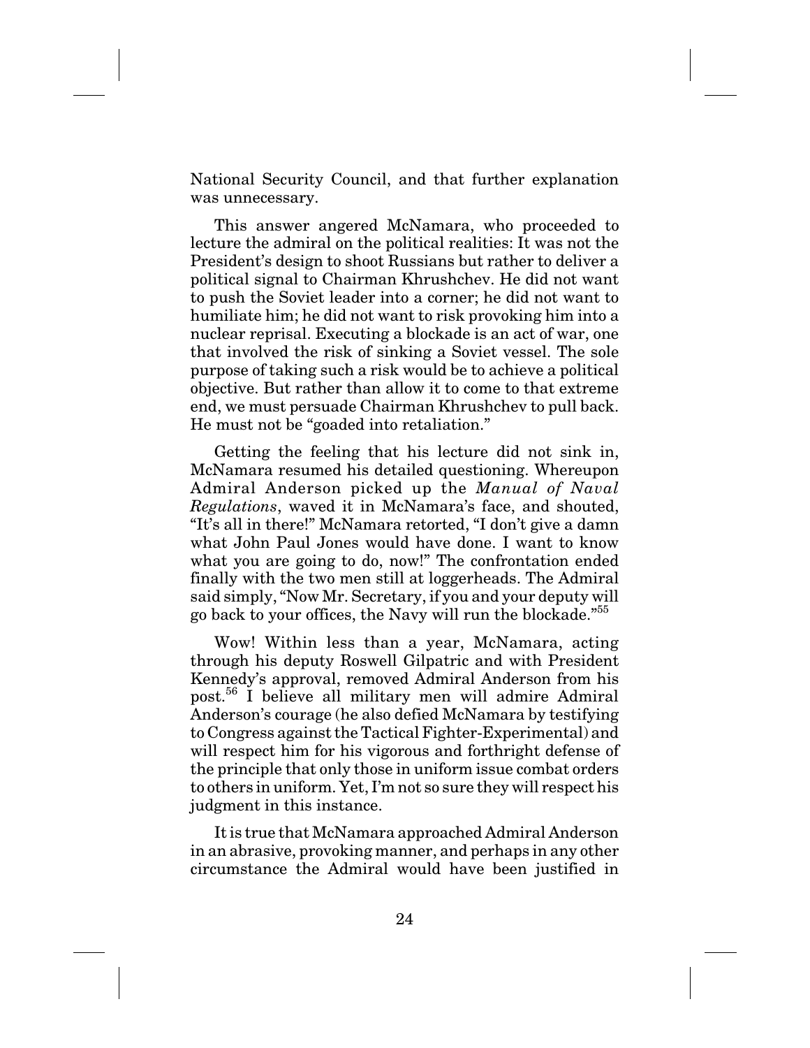National Security Council, and that further explanation was unnecessary.

This answer angered McNamara, who proceeded to lecture the admiral on the political realities: It was not the President's design to shoot Russians but rather to deliver a political signal to Chairman Khrushchev. He did not want to push the Soviet leader into a corner; he did not want to humiliate him; he did not want to risk provoking him into a nuclear reprisal. Executing a blockade is an act of war, one that involved the risk of sinking a Soviet vessel. The sole purpose of taking such a risk would be to achieve a political objective. But rather than allow it to come to that extreme end, we must persuade Chairman Khrushchev to pull back. He must not be "goaded into retaliation."

Getting the feeling that his lecture did not sink in, McNamara resumed his detailed questioning. Whereupon Admiral Anderson picked up the *Manual of Naval Regulations*, waved it in McNamara's face, and shouted, "It's all in there!" McNamara retorted, "I don't give a damn what John Paul Jones would have done. I want to know what you are going to do, now!" The confrontation ended finally with the two men still at loggerheads. The Admiral said simply, "Now Mr. Secretary, if you and your deputy will go back to your offices, the Navy will run the blockade."[55]

Wow! Within less than a year, McNamara, acting through his deputy Roswell Gilpatric and with President Kennedy's approval, removed Admiral Anderson from his post.[56] I believe all military men will admire Admiral Anderson's courage (he also defied McNamara by testifying to Congress against the Tactical Fighter-Experimental) and will respect him for his vigorous and forthright defense of the principle that only those in uniform issue combat orders to others in uniform. Yet, I'm not so sure they will respect his judgment in this instance.

It is true that McNamara approached Admiral Anderson in an abrasive, provoking manner, and perhaps in any other circumstance the Admiral would have been justified in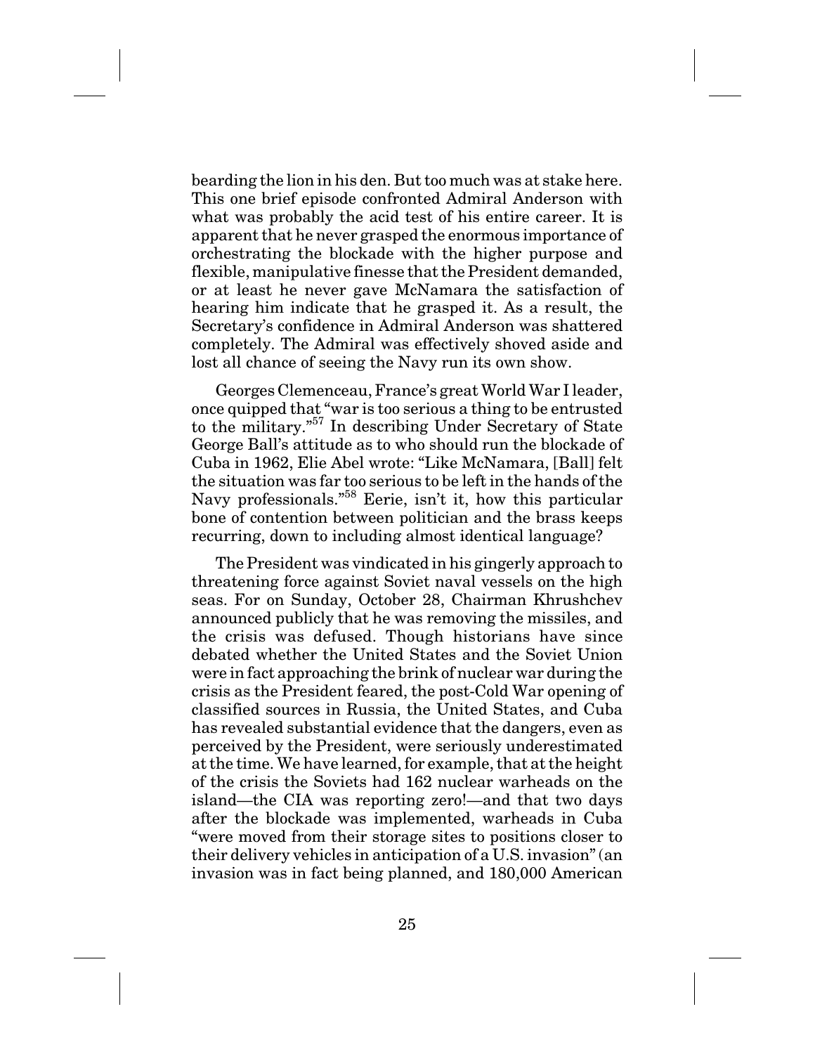bearding the lion in his den. But too much was at stake here. This one brief episode confronted Admiral Anderson with what was probably the acid test of his entire career. It is apparent that he never grasped the enormous importance of orchestrating the blockade with the higher purpose and flexible, manipulative finesse that the President demanded, or at least he never gave McNamara the satisfaction of hearing him indicate that he grasped it. As a result, the Secretary's confidence in Admiral Anderson was shattered completely. The Admiral was effectively shoved aside and lost all chance of seeing the Navy run its own show.

Georges Clemenceau, France's great World War I leader, once quipped that "war is too serious a thing to be entrusted to the military."[57] In describing Under Secretary of State George Ball's attitude as to who should run the blockade of Cuba in 1962, Elie Abel wrote: "Like McNamara, [Ball] felt the situation was far too serious to be left in the hands of the Navy professionals."[58] Eerie, isn't it, how this particular bone of contention between politician and the brass keeps recurring, down to including almost identical language?

The President was vindicated in his gingerly approach to threatening force against Soviet naval vessels on the high seas. For on Sunday, October 28, Chairman Khrushchev announced publicly that he was removing the missiles, and the crisis was defused. Though historians have since debated whether the United States and the Soviet Union were in fact approaching the brink of nuclear war during the crisis as the President feared, the post-Cold War opening of classified sources in Russia, the United States, and Cuba has revealed substantial evidence that the dangers, even as perceived by the President, were seriously underestimated at the time. We have learned, for example, that at the height of the crisis the Soviets had 162 nuclear warheads on the island—the CIA was reporting zero!—and that two days after the blockade was implemented, warheads in Cuba "were moved from their storage sites to positions closer to their delivery vehicles in anticipation of a U.S. invasion" (an invasion was in fact being planned, and 180,000 American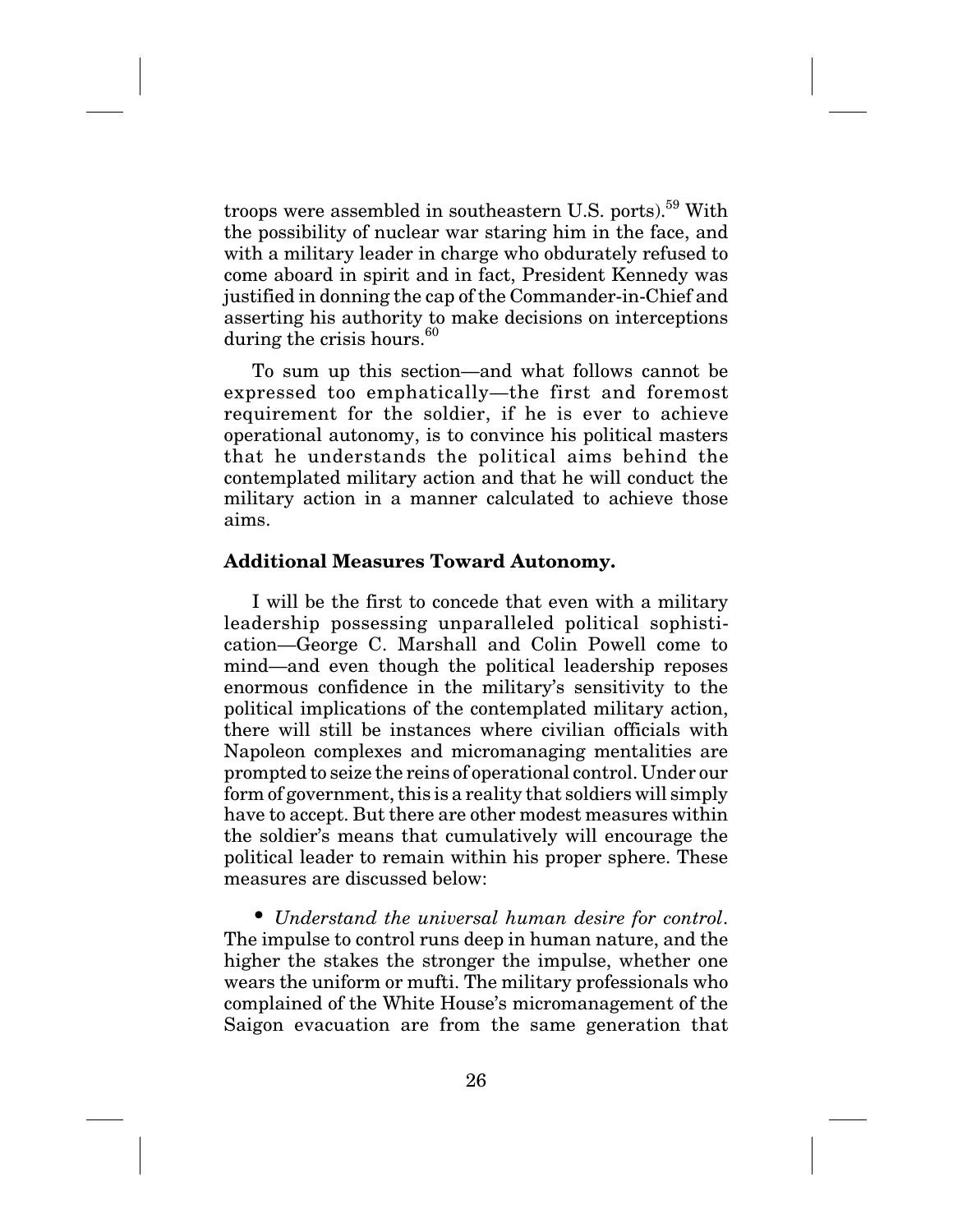troops were assembled in southeastern U.S. ports).[59] With the possibility of nuclear war staring him in the face, and with a military leader in charge who obdurately refused to come aboard in spirit and in fact, President Kennedy was justified in donning the cap of the Commander-in-Chief and asserting his authority to make decisions on interceptions during the crisis hours.[60]

To sum up this section—and what follows cannot be expressed too emphatically—the first and foremost requirement for the soldier, if he is ever to achieve operational autonomy, is to convince his political masters that he understands the political aims behind the contemplated military action and that he will conduct the military action in a manner calculated to achieve those aims.

**Additional Measures Toward Autonomy.**

I will be the first to concede that even with a military leadership possessing unparalleled political sophistication—George C. Marshall and Colin Powell come to mind—and even though the political leadership reposes enormous confidence in the military's sensitivity to the political implications of the contemplated military action, there will still be instances where civilian officials with Napoleon complexes and micromanaging mentalities are prompted to seize the reins of operational control. Under our form of government, this is a reality that soldiers will simply have to accept. But there are other modest measures within the soldier's means that cumulatively will encourage the political leader to remain within his proper sphere. These measures are discussed below:

- *Understand the universal human desire for control*. The impulse to control runs deep in human nature, and the higher the stakes the stronger the impulse, whether one wears the uniform or mufti. The military professionals who complained of the White House's micromanagement of the Saigon evacuation are from the same generation that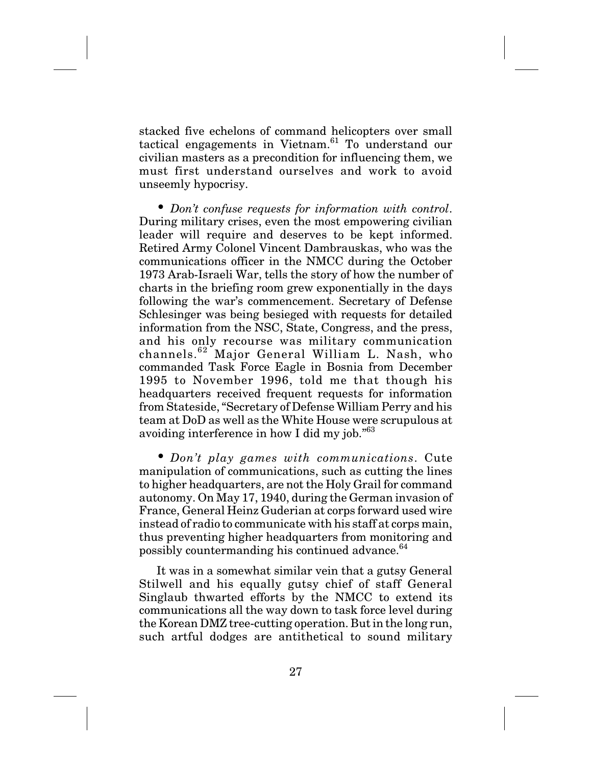stacked five echelons of command helicopters over small tactical engagements in Vietnam.[61] To understand our civilian masters as a precondition for influencing them, we must first understand ourselves and work to avoid unseemly hypocrisy.

- *Don't confuse requests for information with control*. During military crises, even the most empowering civilian leader will require and deserves to be kept informed. Retired Army Colonel Vincent Dambrauskas, who was the communications officer in the NMCC during the October 1973 Arab-Israeli War, tells the story of how the number of charts in the briefing room grew exponentially in the days following the war's commencement. Secretary of Defense Schlesinger was being besieged with requests for detailed information from the NSC, State, Congress, and the press, and his only recourse was military communication channels.[62] Major General William L. Nash, who commanded Task Force Eagle in Bosnia from December 1995 to November 1996, told me that though his headquarters received frequent requests for information from Stateside, "Secretary of Defense William Perry and his team at DoD as well as the White House were scrupulous at avoiding interference in how I did my job."[63]

- *Don't play games with communications*. Cute manipulation of communications, such as cutting the lines to higher headquarters, are not the Holy Grail for command autonomy. On May 17, 1940, during the German invasion of France, General Heinz Guderian at corps forward used wire instead of radio to communicate with his staff at corps main, thus preventing higher headquarters from monitoring and possibly countermanding his continued advance.[64]

It was in a somewhat similar vein that a gutsy General Stilwell and his equally gutsy chief of staff General Singlaub thwarted efforts by the NMCC to extend its communications all the way down to task force level during the Korean DMZ tree-cutting operation. But in the long run, such artful dodges are antithetical to sound military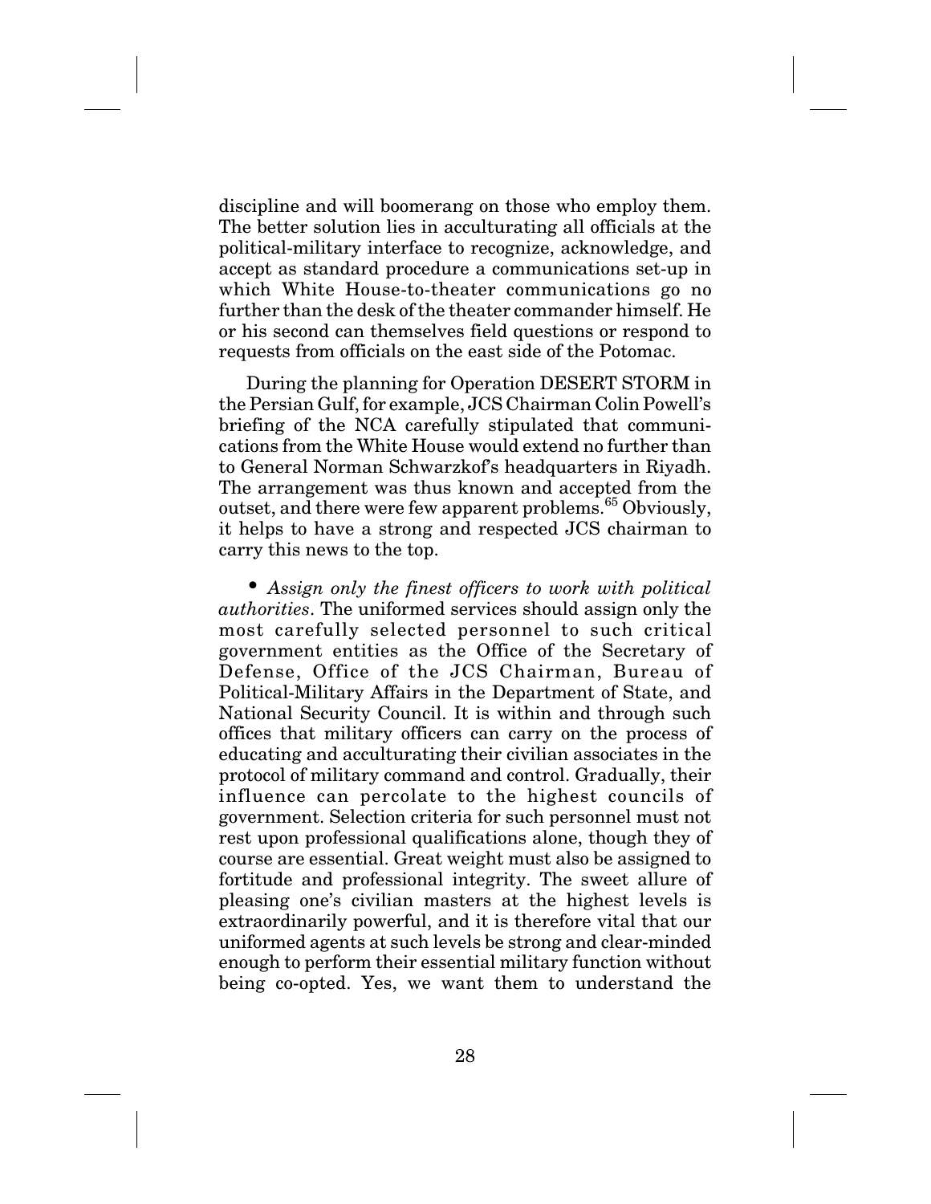discipline and will boomerang on those who employ them. The better solution lies in acculturating all officials at the political-military interface to recognize, acknowledge, and accept as standard procedure a communications set-up in which White House-to-theater communications go no further than the desk of the theater commander himself. He or his second can themselves field questions or respond to requests from officials on the east side of the Potomac.

During the planning for Operation DESERT STORM in the Persian Gulf, for example, JCS Chairman Colin Powell's briefing of the NCA carefully stipulated that communications from the White House would extend no further than to General Norman Schwarzkof's headquarters in Riyadh. The arrangement was thus known and accepted from the outset, and there were few apparent problems.[65] Obviously, it helps to have a strong and respected JCS chairman to carry this news to the top.

- *Assign only the finest officers to work with political authorities*. The uniformed services should assign only the most carefully selected personnel to such critical government entities as the Office of the Secretary of Defense, Office of the JCS Chairman, Bureau of Political-Military Affairs in the Department of State, and National Security Council. It is within and through such offices that military officers can carry on the process of educating and acculturating their civilian associates in the protocol of military command and control. Gradually, their influence can percolate to the highest councils of government. Selection criteria for such personnel must not rest upon professional qualifications alone, though they of course are essential. Great weight must also be assigned to fortitude and professional integrity. The sweet allure of pleasing one's civilian masters at the highest levels is extraordinarily powerful, and it is therefore vital that our uniformed agents at such levels be strong and clear-minded enough to perform their essential military function without being co-opted. Yes, we want them to understand the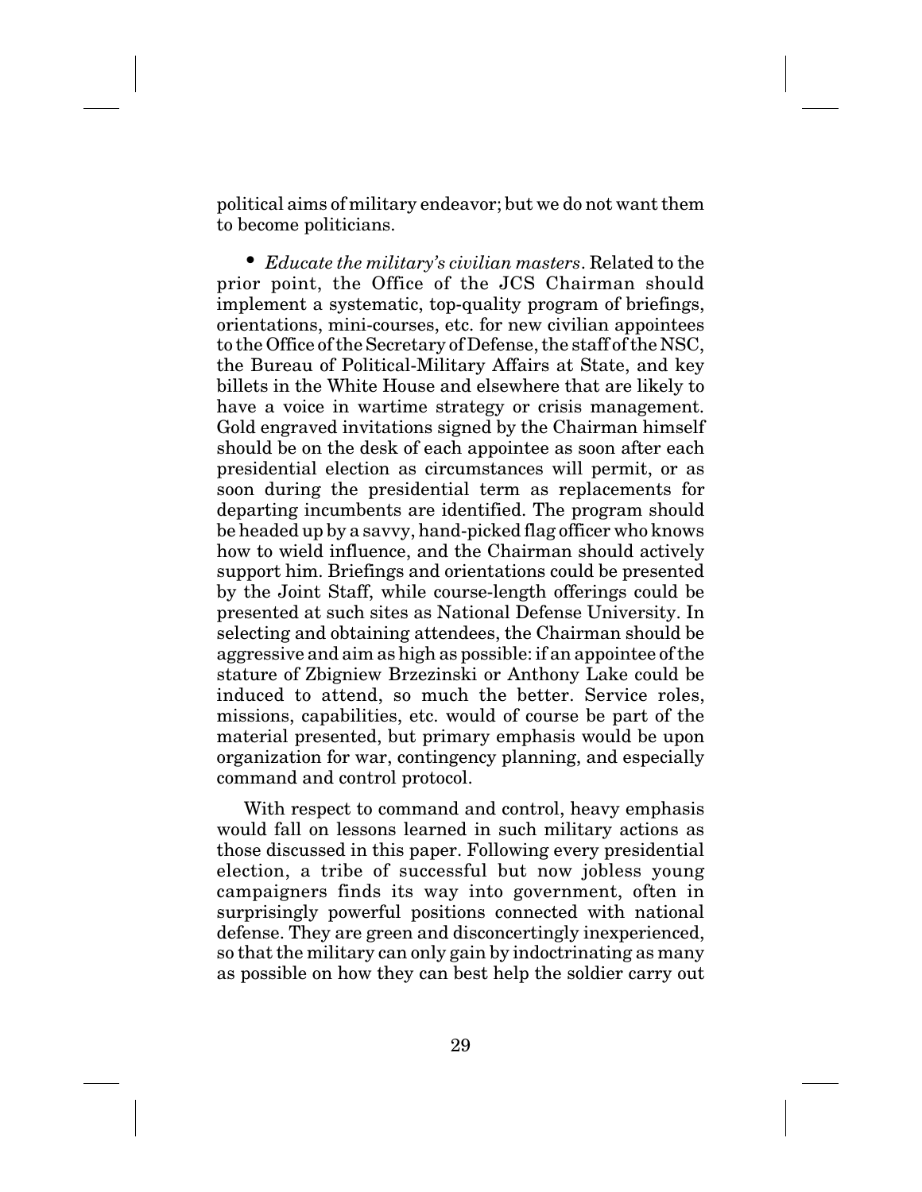political aims of military endeavor; but we do not want them to become politicians.

- *Educate the military's civilian masters*. Related to the prior point, the Office of the JCS Chairman should implement a systematic, top-quality program of briefings, orientations, mini-courses, etc. for new civilian appointees to the Office of the Secretary of Defense, the staff of the NSC, the Bureau of Political-Military Affairs at State, and key billets in the White House and elsewhere that are likely to have a voice in wartime strategy or crisis management. Gold engraved invitations signed by the Chairman himself should be on the desk of each appointee as soon after each presidential election as circumstances will permit, or as soon during the presidential term as replacements for departing incumbents are identified. The program should be headed up by a savvy, hand-picked flag officer who knows how to wield influence, and the Chairman should actively support him. Briefings and orientations could be presented by the Joint Staff, while course-length offerings could be presented at such sites as National Defense University. In selecting and obtaining attendees, the Chairman should be aggressive and aim as high as possible: if an appointee of the stature of Zbigniew Brzezinski or Anthony Lake could be induced to attend, so much the better. Service roles, missions, capabilities, etc. would of course be part of the material presented, but primary emphasis would be upon organization for war, contingency planning, and especially command and control protocol.

With respect to command and control, heavy emphasis would fall on lessons learned in such military actions as those discussed in this paper. Following every presidential election, a tribe of successful but now jobless young campaigners finds its way into government, often in surprisingly powerful positions connected with national defense. They are green and disconcertingly inexperienced, so that the military can only gain by indoctrinating as many as possible on how they can best help the soldier carry out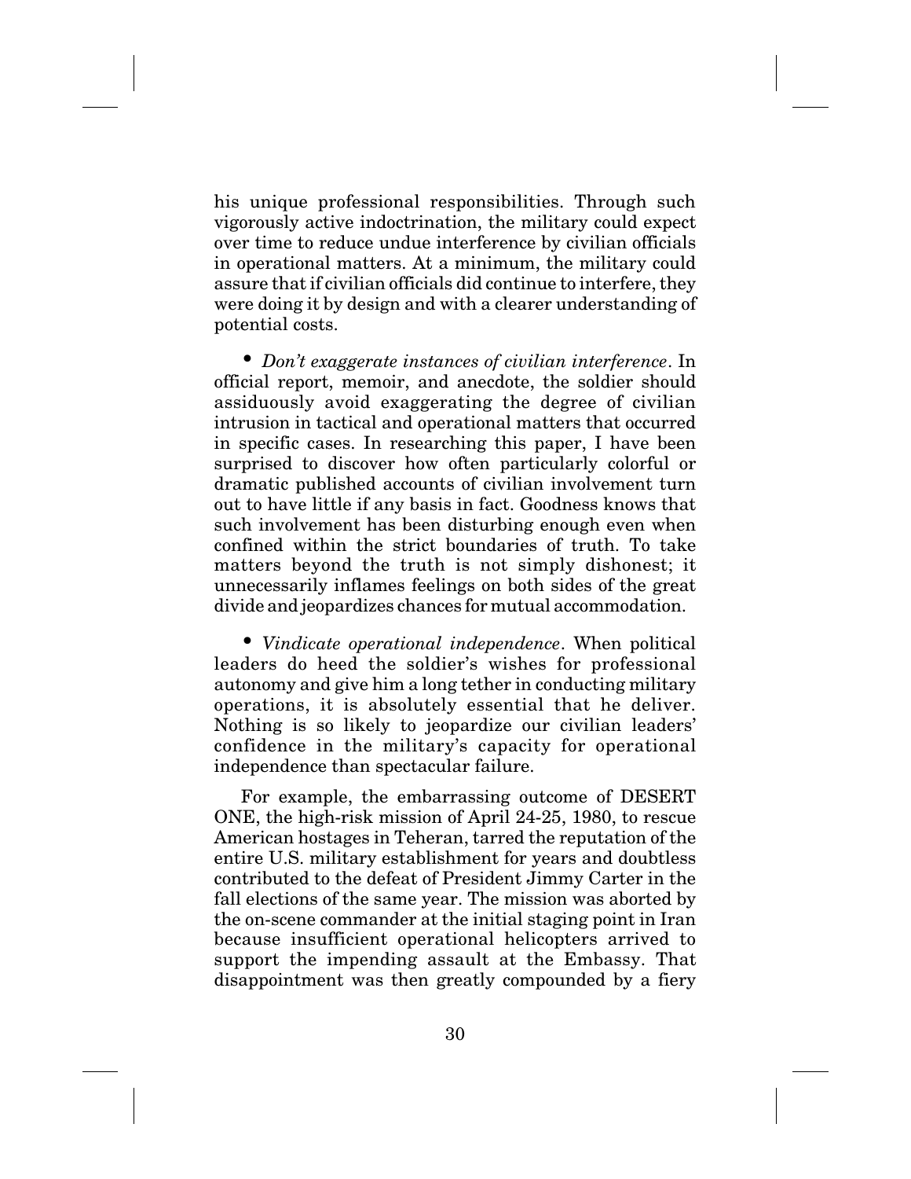his unique professional responsibilities. Through such vigorously active indoctrination, the military could expect over time to reduce undue interference by civilian officials in operational matters. At a minimum, the military could assure that if civilian officials did continue to interfere, they were doing it by design and with a clearer understanding of potential costs.

- *Don't exaggerate instances of civilian interference*. In official report, memoir, and anecdote, the soldier should assiduously avoid exaggerating the degree of civilian intrusion in tactical and operational matters that occurred in specific cases. In researching this paper, I have been surprised to discover how often particularly colorful or dramatic published accounts of civilian involvement turn out to have little if any basis in fact. Goodness knows that such involvement has been disturbing enough even when confined within the strict boundaries of truth. To take matters beyond the truth is not simply dishonest; it unnecessarily inflames feelings on both sides of the great divide and jeopardizes chances for mutual accommodation.

- *Vindicate operational independence*. When political leaders do heed the soldier's wishes for professional autonomy and give him a long tether in conducting military operations, it is absolutely essential that he deliver. Nothing is so likely to jeopardize our civilian leaders' confidence in the military's capacity for operational independence than spectacular failure.

For example, the embarrassing outcome of DESERT ONE, the high-risk mission of April 24-25, 1980, to rescue American hostages in Teheran, tarred the reputation of the entire U.S. military establishment for years and doubtless contributed to the defeat of President Jimmy Carter in the fall elections of the same year. The mission was aborted by the on-scene commander at the initial staging point in Iran because insufficient operational helicopters arrived to support the impending assault at the Embassy. That disappointment was then greatly compounded by a fiery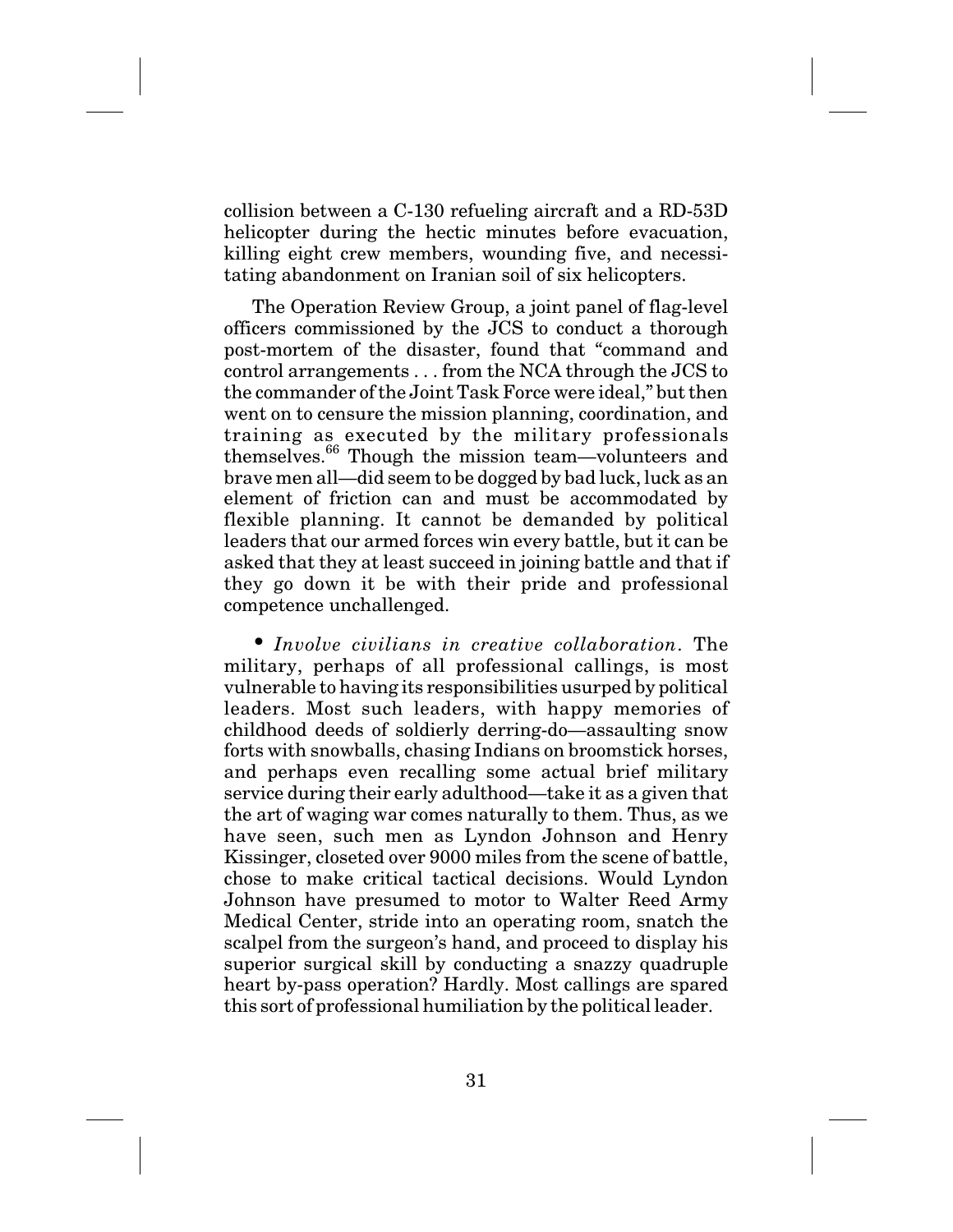collision between a C-130 refueling aircraft and a RD-53D helicopter during the hectic minutes before evacuation, killing eight crew members, wounding five, and necessitating abandonment on Iranian soil of six helicopters.

The Operation Review Group, a joint panel of flag-level officers commissioned by the JCS to conduct a thorough post-mortem of the disaster, found that "command and control arrangements . . . from the NCA through the JCS to the commander of the Joint Task Force were ideal," but then went on to censure the mission planning, coordination, and training as executed by the military professionals themselves.[66] Though the mission team—volunteers and brave men all—did seem to be dogged by bad luck, luck as an element of friction can and must be accommodated by flexible planning. It cannot be demanded by political leaders that our armed forces win every battle, but it can be asked that they at least succeed in joining battle and that if they go down it be with their pride and professional competence unchallenged.

- *Involve civilians in creative collaboration*. The military, perhaps of all professional callings, is most vulnerable to having its responsibilities usurped by political leaders. Most such leaders, with happy memories of childhood deeds of soldierly derring-do—assaulting snow forts with snowballs, chasing Indians on broomstick horses, and perhaps even recalling some actual brief military service during their early adulthood—take it as a given that the art of waging war comes naturally to them. Thus, as we have seen, such men as Lyndon Johnson and Henry Kissinger, closeted over 9000 miles from the scene of battle, chose to make critical tactical decisions. Would Lyndon Johnson have presumed to motor to Walter Reed Army Medical Center, stride into an operating room, snatch the scalpel from the surgeon's hand, and proceed to display his superior surgical skill by conducting a snazzy quadruple heart by-pass operation? Hardly. Most callings are spared this sort of professional humiliation by the political leader.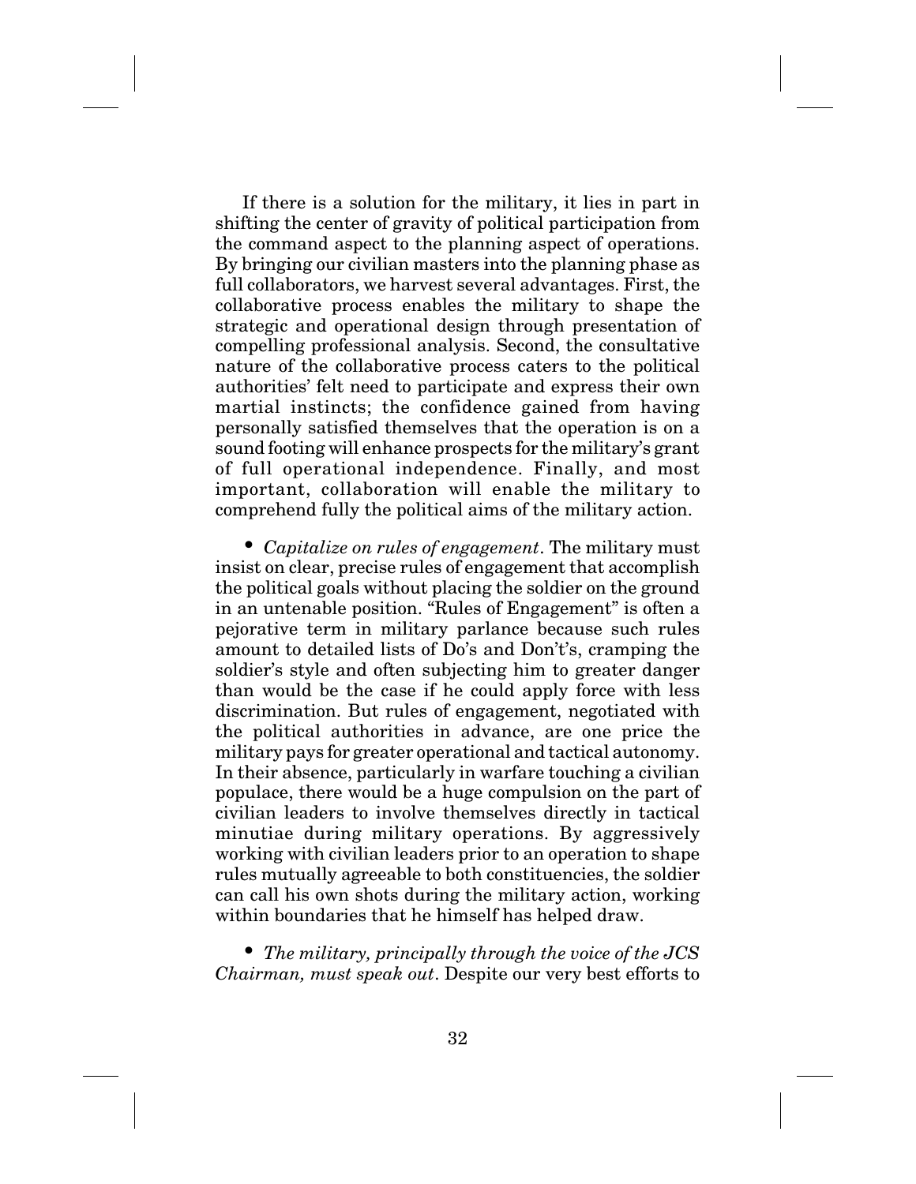If there is a solution for the military, it lies in part in shifting the center of gravity of political participation from the command aspect to the planning aspect of operations. By bringing our civilian masters into the planning phase as full collaborators, we harvest several advantages. First, the collaborative process enables the military to shape the strategic and operational design through presentation of compelling professional analysis. Second, the consultative nature of the collaborative process caters to the political authorities' felt need to participate and express their own martial instincts; the confidence gained from having personally satisfied themselves that the operation is on a sound footing will enhance prospects for the military's grant of full operational independence. Finally, and most important, collaboration will enable the military to comprehend fully the political aims of the military action.

- *Capitalize on rules of engagement*. The military must insist on clear, precise rules of engagement that accomplish the political goals without placing the soldier on the ground in an untenable position. "Rules of Engagement" is often a pejorative term in military parlance because such rules amount to detailed lists of Do's and Don't's, cramping the soldier's style and often subjecting him to greater danger than would be the case if he could apply force with less discrimination. But rules of engagement, negotiated with the political authorities in advance, are one price the military pays for greater operational and tactical autonomy. In their absence, particularly in warfare touching a civilian populace, there would be a huge compulsion on the part of civilian leaders to involve themselves directly in tactical minutiae during military operations. By aggressively working with civilian leaders prior to an operation to shape rules mutually agreeable to both constituencies, the soldier can call his own shots during the military action, working within boundaries that he himself has helped draw.

- *The military, principally through the voice of the JCS Chairman, must speak out*. Despite our very best efforts to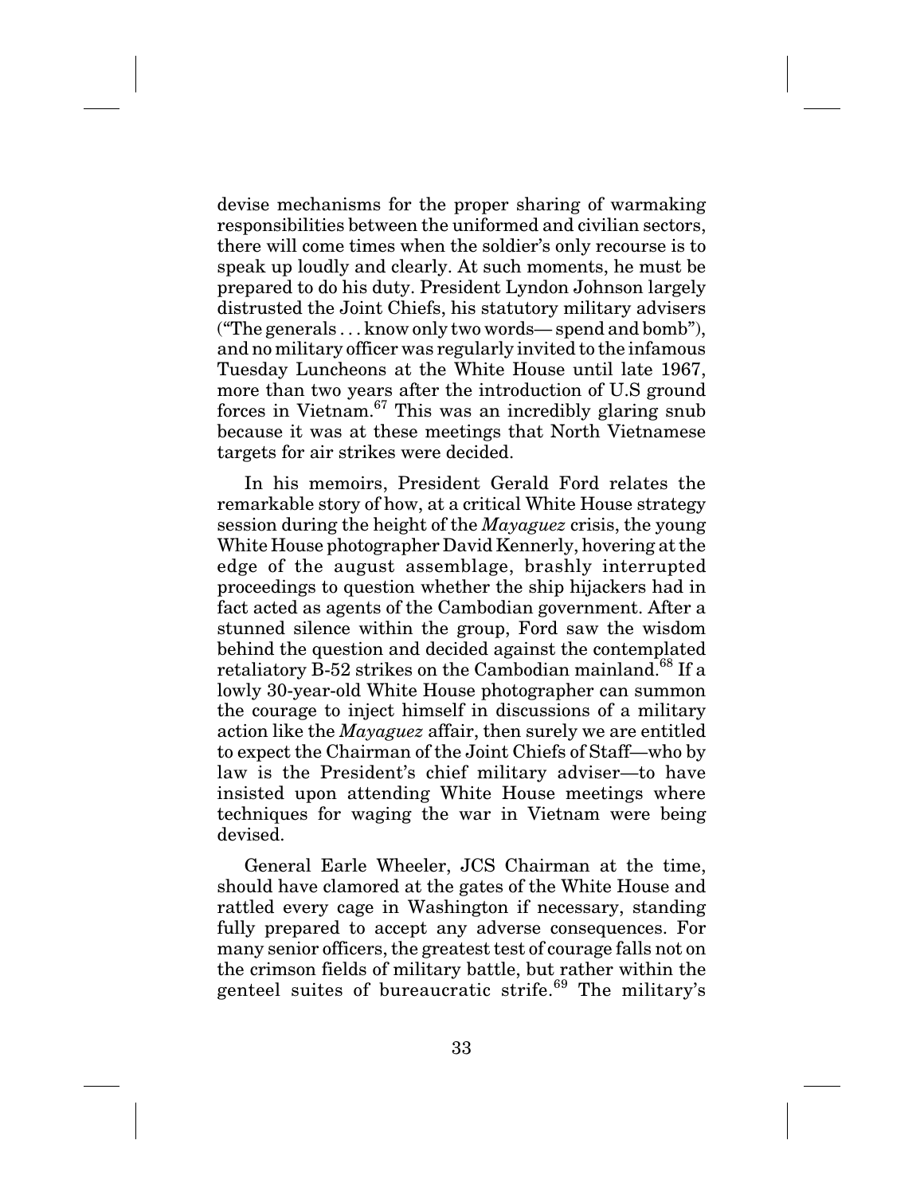devise mechanisms for the proper sharing of warmaking responsibilities between the uniformed and civilian sectors, there will come times when the soldier's only recourse is to speak up loudly and clearly. At such moments, he must be prepared to do his duty. President Lyndon Johnson largely distrusted the Joint Chiefs, his statutory military advisers ("The generals . . . know only two words— spend and bomb"), and no military officer was regularly invited to the infamous Tuesday Luncheons at the White House until late 1967, more than two years after the introduction of U.S ground forces in Vietnam.[67] This was an incredibly glaring snub because it was at these meetings that North Vietnamese targets for air strikes were decided.

In his memoirs, President Gerald Ford relates the remarkable story of how, at a critical White House strategy session during the height of the *Mayaguez* crisis, the young White House photographer David Kennerly, hovering at the edge of the august assemblage, brashly interrupted proceedings to question whether the ship hijackers had in fact acted as agents of the Cambodian government. After a stunned silence within the group, Ford saw the wisdom behind the question and decided against the contemplated retaliatory B-52 strikes on the Cambodian mainland.[68] If a lowly 30-year-old White House photographer can summon the courage to inject himself in discussions of a military action like the *Mayaguez* affair, then surely we are entitled to expect the Chairman of the Joint Chiefs of Staff—who by law is the President's chief military adviser—to have insisted upon attending White House meetings where techniques for waging the war in Vietnam were being devised.

General Earle Wheeler, JCS Chairman at the time, should have clamored at the gates of the White House and rattled every cage in Washington if necessary, standing fully prepared to accept any adverse consequences. For many senior officers, the greatest test of courage falls not on the crimson fields of military battle, but rather within the genteel suites of bureaucratic strife.[69] The military's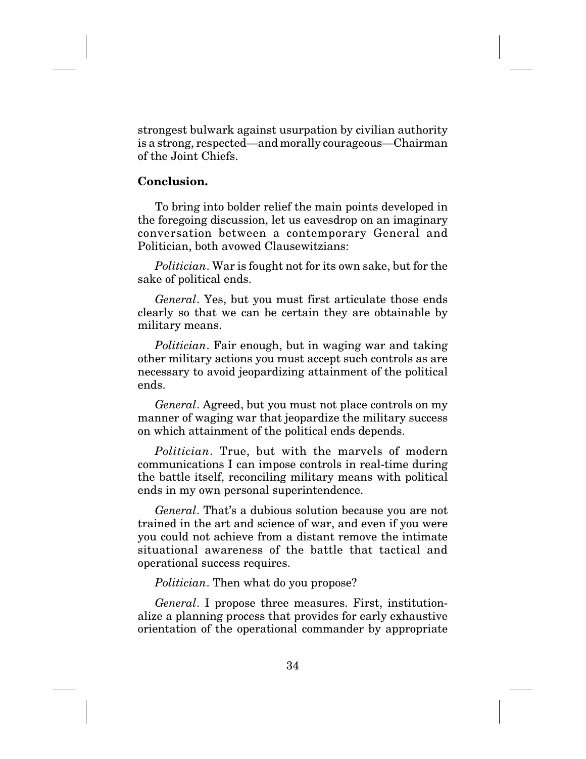strongest bulwark against usurpation by civilian authority is a strong, respected—and morally courageous—Chairman of the Joint Chiefs.

**Conclusion.**

To bring into bolder relief the main points developed in the foregoing discussion, let us eavesdrop on an imaginary conversation between a contemporary General and Politician, both avowed Clausewitzians:

*Politician*. War is fought not for its own sake, but for the sake of political ends.

*General*. Yes, but you must first articulate those ends clearly so that we can be certain they are obtainable by military means.

*Politician*. Fair enough, but in waging war and taking other military actions you must accept such controls as are necessary to avoid jeopardizing attainment of the political ends.

*General*. Agreed, but you must not place controls on my manner of waging war that jeopardize the military success on which attainment of the political ends depends.

*Politician*. True, but with the marvels of modern communications I can impose controls in real-time during the battle itself, reconciling military means with political ends in my own personal superintendence.

*General*. That's a dubious solution because you are not trained in the art and science of war, and even if you were you could not achieve from a distant remove the intimate situational awareness of the battle that tactical and operational success requires.

*Politician*. Then what do you propose?

*General*. I propose three measures. First, institutionalize a planning process that provides for early exhaustive orientation of the operational commander by appropriate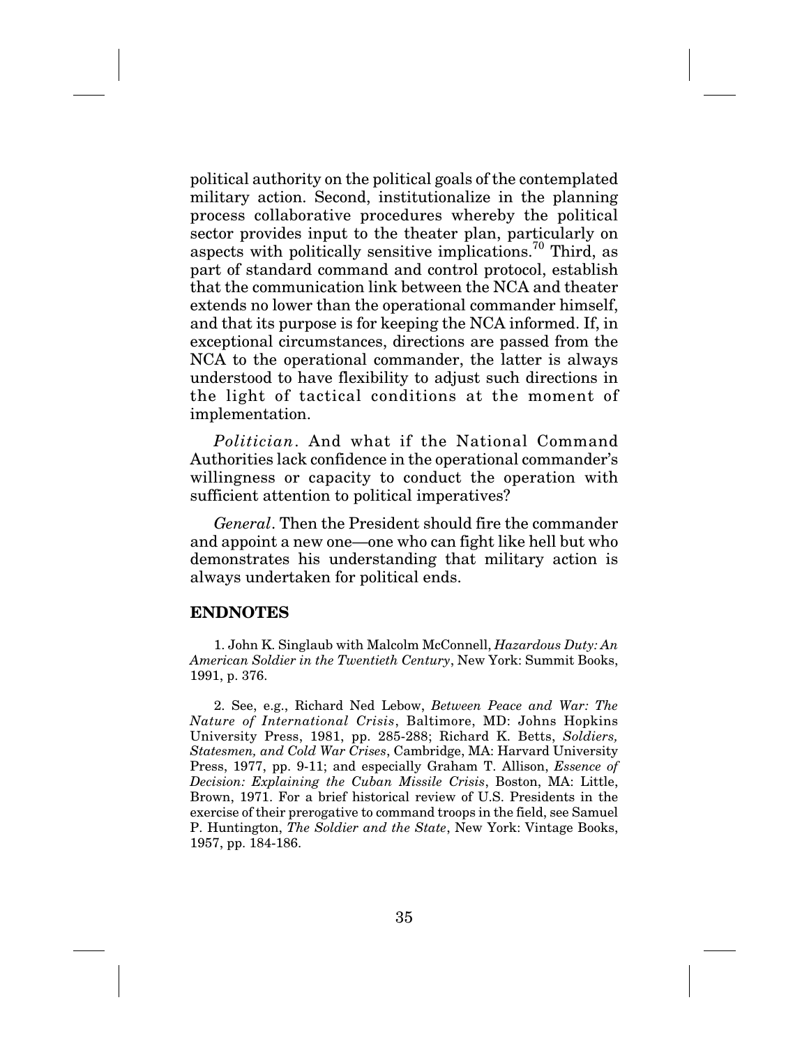political authority on the political goals of the contemplated military action. Second, institutionalize in the planning process collaborative procedures whereby the political sector provides input to the theater plan, particularly on aspects with politically sensitive implications.[70] Third, as part of standard command and control protocol, establish that the communication link between the NCA and theater extends no lower than the operational commander himself, and that its purpose is for keeping the NCA informed. If, in exceptional circumstances, directions are passed from the NCA to the operational commander, the latter is always understood to have flexibility to adjust such directions in the light of tactical conditions at the moment of implementation.

*Politician*. And what if the National Command Authorities lack confidence in the operational commander's willingness or capacity to conduct the operation with sufficient attention to political imperatives?

*General*. Then the President should fire the commander and appoint a new one—one who can fight like hell but who demonstrates his understanding that military action is always undertaken for political ends.

## ENDNOTES

1. John K. Singlaub with Malcolm McConnell, *Hazardous Duty: An American Soldier in the Twentieth Century*, New York: Summit Books, 1991, p. 376.

2. See, e.g., Richard Ned Lebow, *Between Peace and War: The Nature of International Crisis*, Baltimore, MD: Johns Hopkins University Press, 1981, pp. 285-288; Richard K. Betts, *Soldiers, Statesmen, and Cold War Crises*, Cambridge, MA: Harvard University Press, 1977, pp. 9-11; and especially Graham T. Allison, *Essence of Decision: Explaining the Cuban Missile Crisis*, Boston, MA: Little, Brown, 1971. For a brief historical review of U.S. Presidents in the exercise of their prerogative to command troops in the field, see Samuel P. Huntington, *The Soldier and the State*, New York: Vintage Books, 1957, pp. 184-186.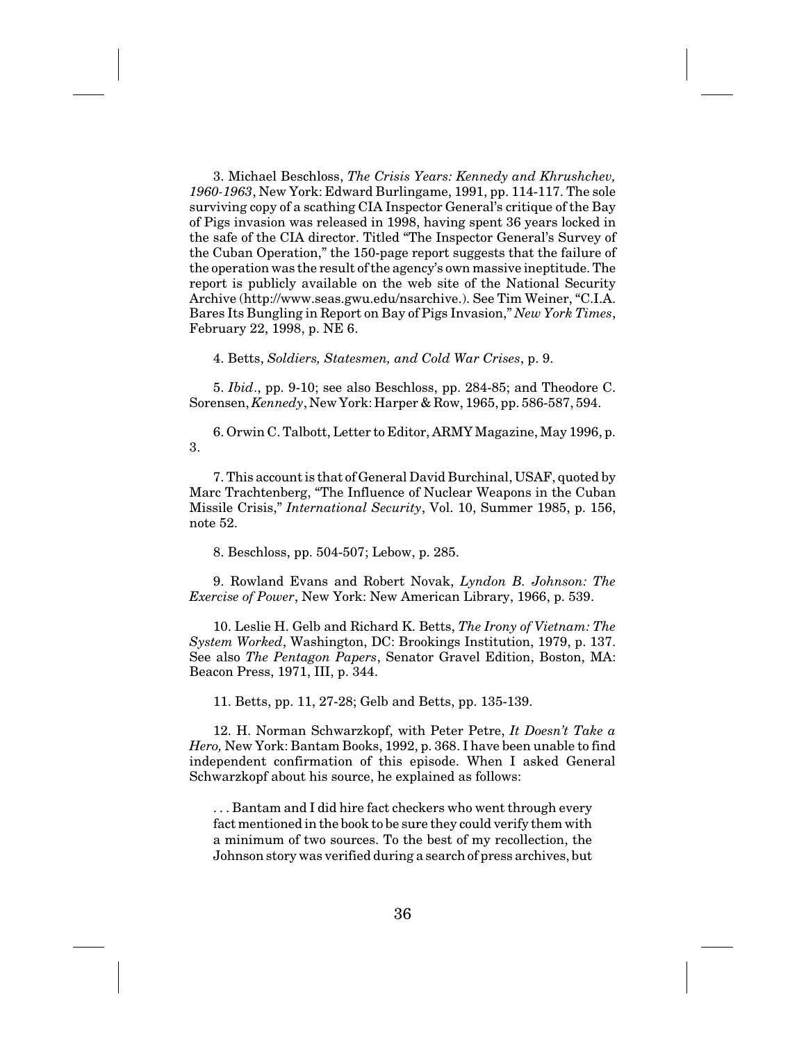3. Michael Beschloss, *The Crisis Years: Kennedy and Khrushchev, 1960-1963*, New York: Edward Burlingame, 1991, pp. 114-117. The sole surviving copy of a scathing CIA Inspector General's critique of the Bay of Pigs invasion was released in 1998, having spent 36 years locked in the safe of the CIA director. Titled "The Inspector General's Survey of the Cuban Operation," the 150-page report suggests that the failure of the operation was the result of the agency's own massive ineptitude. The report is publicly available on the web site of the National Security Archive (http://www.seas.gwu.edu/nsarchive.). See Tim Weiner, "C.I.A. Bares Its Bungling in Report on Bay of Pigs Invasion," *New York Times*, February 22, 1998, p. NE 6.

4. Betts, *Soldiers, Statesmen, and Cold War Crises*, p. 9.

5. *Ibid*., pp. 9-10; see also Beschloss, pp. 284-85; and Theodore C. Sorensen, *Kennedy*, New York: Harper & Row, 1965, pp. 586-587, 594.

6. Orwin C. Talbott, Letter to Editor, ARMY Magazine, May 1996, p. 3.

7. This account is that of General David Burchinal, USAF, quoted by Marc Trachtenberg, "The Influence of Nuclear Weapons in the Cuban Missile Crisis," *International Security*, Vol. 10, Summer 1985, p. 156, note 52.

8. Beschloss, pp. 504-507; Lebow, p. 285.

9. Rowland Evans and Robert Novak, *Lyndon B. Johnson: The Exercise of Power*, New York: New American Library, 1966, p. 539.

10. Leslie H. Gelb and Richard K. Betts, *The Irony of Vietnam: The System Worked*, Washington, DC: Brookings Institution, 1979, p. 137. See also *The Pentagon Papers*, Senator Gravel Edition, Boston, MA: Beacon Press, 1971, III, p. 344.

11. Betts, pp. 11, 27-28; Gelb and Betts, pp. 135-139.

12. H. Norman Schwarzkopf, with Peter Petre, *It Doesn't Take a Hero,* New York: Bantam Books, 1992, p. 368. I have been unable to find independent confirmation of this episode. When I asked General Schwarzkopf about his source, he explained as follows:

> . . . Bantam and I did hire fact checkers who went through every fact mentioned in the book to be sure they could verify them with a minimum of two sources. To the best of my recollection, the Johnson story was verified during a search of press archives, but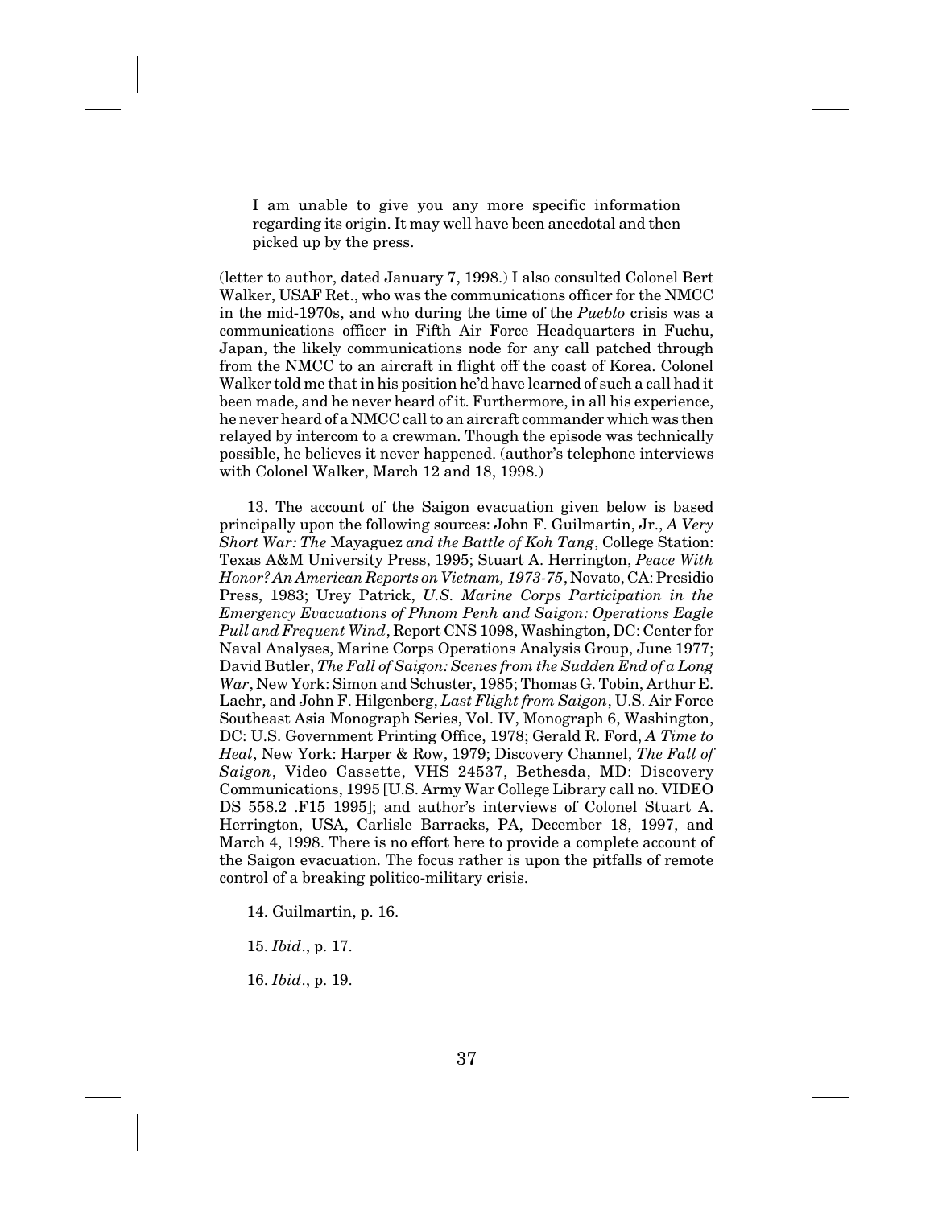> I am unable to give you any more specific information regarding its origin. It may well have been anecdotal and then picked up by the press.

(letter to author, dated January 7, 1998.) I also consulted Colonel Bert Walker, USAF Ret., who was the communications officer for the NMCC in the mid-1970s, and who during the time of the *Pueblo* crisis was a communications officer in Fifth Air Force Headquarters in Fuchu, Japan, the likely communications node for any call patched through from the NMCC to an aircraft in flight off the coast of Korea. Colonel Walker told me that in his position he'd have learned of such a call had it been made, and he never heard of it. Furthermore, in all his experience, he never heard of a NMCC call to an aircraft commander which was then relayed by intercom to a crewman. Though the episode was technically possible, he believes it never happened. (author's telephone interviews with Colonel Walker, March 12 and 18, 1998.)

13. The account of the Saigon evacuation given below is based principally upon the following sources: John F. Guilmartin, Jr., *A Very Short War: The* Mayaguez *and the Battle of Koh Tang*, College Station: Texas A&M University Press, 1995; Stuart A. Herrington, *Peace With Honor? An American Reports on Vietnam, 1973-75*, Novato, CA: Presidio Press, 1983; Urey Patrick, *U.S. Marine Corps Participation in the Emergency Evacuations of Phnom Penh and Saigon: Operations Eagle Pull and Frequent Wind*, Report CNS 1098, Washington, DC: Center for Naval Analyses, Marine Corps Operations Analysis Group, June 1977; David Butler, *The Fall of Saigon: Scenes from the Sudden End of a Long War*, New York: Simon and Schuster, 1985; Thomas G. Tobin, Arthur E. Laehr, and John F. Hilgenberg, *Last Flight from Saigon*, U.S. Air Force Southeast Asia Monograph Series, Vol. IV, Monograph 6, Washington, DC: U.S. Government Printing Office, 1978; Gerald R. Ford, *A Time to Heal*, New York: Harper & Row, 1979; Discovery Channel, *The Fall of Saigon*, Video Cassette, VHS 24537, Bethesda, MD: Discovery Communications, 1995 [U.S. Army War College Library call no. VIDEO DS 558.2 .F15 1995]; and author's interviews of Colonel Stuart A. Herrington, USA, Carlisle Barracks, PA, December 18, 1997, and March 4, 1998. There is no effort here to provide a complete account of the Saigon evacuation. The focus rather is upon the pitfalls of remote control of a breaking politico-military crisis.

14. Guilmartin, p. 16.

15. *Ibid*., p. 17.

16. *Ibid*., p. 19.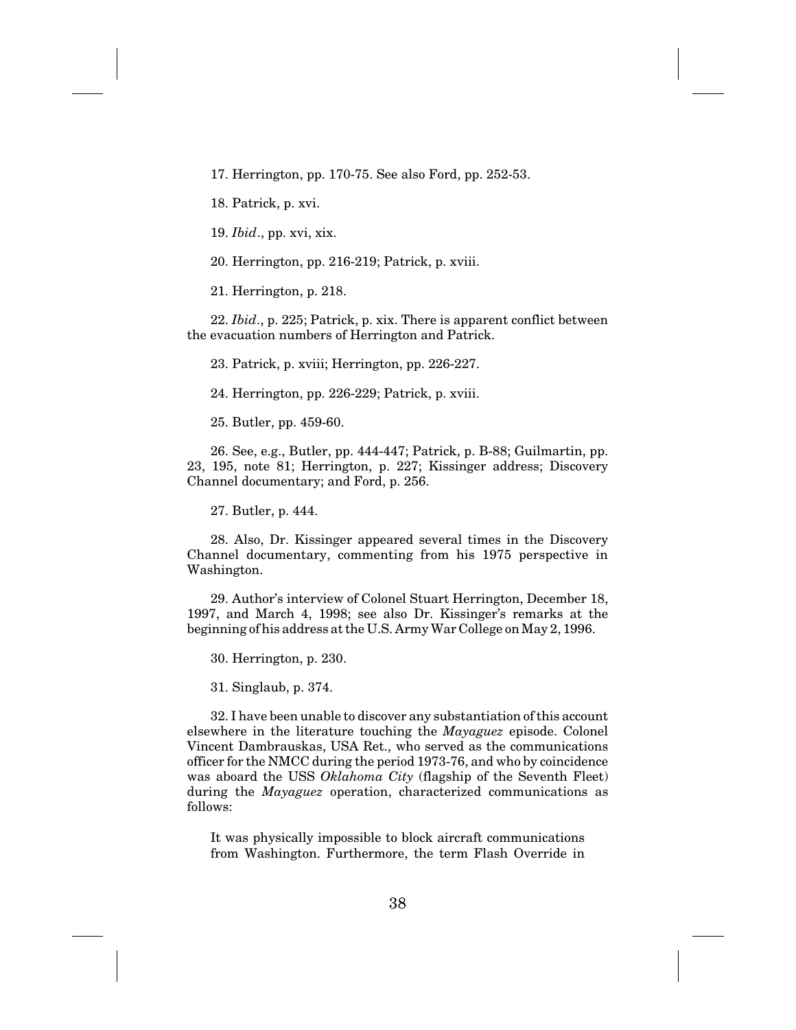17. Herrington, pp. 170-75. See also Ford, pp. 252-53.

18. Patrick, p. xvi.

19. *Ibid*., pp. xvi, xix.

20. Herrington, pp. 216-219; Patrick, p. xviii.

21. Herrington, p. 218.

22. *Ibid*., p. 225; Patrick, p. xix. There is apparent conflict between the evacuation numbers of Herrington and Patrick.

23. Patrick, p. xviii; Herrington, pp. 226-227.

24. Herrington, pp. 226-229; Patrick, p. xviii.

25. Butler, pp. 459-60.

26. See, e.g., Butler, pp. 444-447; Patrick, p. B-88; Guilmartin, pp. 23, 195, note 81; Herrington, p. 227; Kissinger address; Discovery Channel documentary; and Ford, p. 256.

27. Butler, p. 444.

28. Also, Dr. Kissinger appeared several times in the Discovery Channel documentary, commenting from his 1975 perspective in Washington.

29. Author's interview of Colonel Stuart Herrington, December 18, 1997, and March 4, 1998; see also Dr. Kissinger's remarks at the beginning of his address at the U.S. Army War College on May 2, 1996.

30. Herrington, p. 230.

31. Singlaub, p. 374.

32. I have been unable to discover any substantiation of this account elsewhere in the literature touching the *Mayaguez* episode. Colonel Vincent Dambrauskas, USA Ret., who served as the communications officer for the NMCC during the period 1973-76, and who by coincidence was aboard the USS *Oklahoma City* (flagship of the Seventh Fleet) during the *Mayaguez* operation, characterized communications as follows:

> It was physically impossible to block aircraft communications from Washington. Furthermore, the term Flash Override in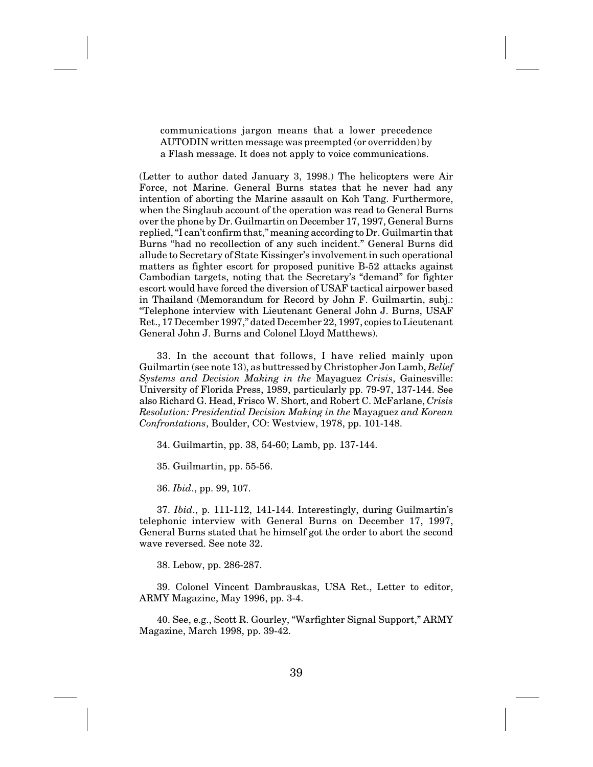communications jargon means that a lower precedence AUTODIN written message was preempted (or overridden) by a Flash message. It does not apply to voice communications.

(Letter to author dated January 3, 1998.) The helicopters were Air Force, not Marine. General Burns states that he never had any intention of aborting the Marine assault on Koh Tang. Furthermore, when the Singlaub account of the operation was read to General Burns over the phone by Dr. Guilmartin on December 17, 1997, General Burns replied, "I can't confirm that," meaning according to Dr. Guilmartin that Burns "had no recollection of any such incident." General Burns did allude to Secretary of State Kissinger's involvement in such operational matters as fighter escort for proposed punitive B-52 attacks against Cambodian targets, noting that the Secretary's "demand" for fighter escort would have forced the diversion of USAF tactical airpower based in Thailand (Memorandum for Record by John F. Guilmartin, subj.: "Telephone interview with Lieutenant General John J. Burns, USAF Ret., 17 December 1997," dated December 22, 1997, copies to Lieutenant General John J. Burns and Colonel Lloyd Matthews).

33. In the account that follows, I have relied mainly upon Guilmartin (see note 13), as buttressed by Christopher Jon Lamb, *Belief Systems and Decision Making in the* Mayaguez *Crisis*, Gainesville: University of Florida Press, 1989, particularly pp. 79-97, 137-144. See also Richard G. Head, Frisco W. Short, and Robert C. McFarlane, *Crisis Resolution: Presidential Decision Making in the* Mayaguez *and Korean Confrontations*, Boulder, CO: Westview, 1978, pp. 101-148.

34. Guilmartin, pp. 38, 54-60; Lamb, pp. 137-144.

35. Guilmartin, pp. 55-56.

36. *Ibid*., pp. 99, 107.

37. *Ibid*., p. 111-112, 141-144. Interestingly, during Guilmartin's telephonic interview with General Burns on December 17, 1997, General Burns stated that he himself got the order to abort the second wave reversed. See note 32.

38. Lebow, pp. 286-287.

39. Colonel Vincent Dambrauskas, USA Ret., Letter to editor, ARMY Magazine, May 1996, pp. 3-4.

40. See, e.g., Scott R. Gourley, "Warfighter Signal Support," ARMY Magazine, March 1998, pp. 39-42.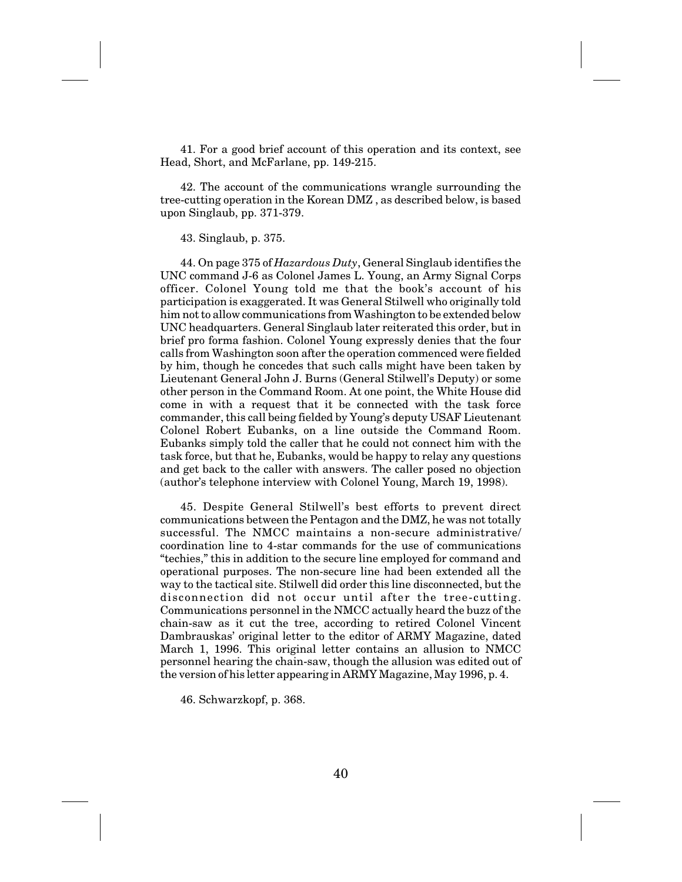41. For a good brief account of this operation and its context, see Head, Short, and McFarlane, pp. 149-215.

42. The account of the communications wrangle surrounding the tree-cutting operation in the Korean DMZ , as described below, is based upon Singlaub, pp. 371-379.

43. Singlaub, p. 375.

44. On page 375 of *Hazardous Duty*, General Singlaub identifies the UNC command J-6 as Colonel James L. Young, an Army Signal Corps officer. Colonel Young told me that the book's account of his participation is exaggerated. It was General Stilwell who originally told him not to allow communications from Washington to be extended below UNC headquarters. General Singlaub later reiterated this order, but in brief pro forma fashion. Colonel Young expressly denies that the four calls from Washington soon after the operation commenced were fielded by him, though he concedes that such calls might have been taken by Lieutenant General John J. Burns (General Stilwell's Deputy) or some other person in the Command Room. At one point, the White House did come in with a request that it be connected with the task force commander, this call being fielded by Young's deputy USAF Lieutenant Colonel Robert Eubanks, on a line outside the Command Room. Eubanks simply told the caller that he could not connect him with the task force, but that he, Eubanks, would be happy to relay any questions and get back to the caller with answers. The caller posed no objection (author's telephone interview with Colonel Young, March 19, 1998).

45. Despite General Stilwell's best efforts to prevent direct communications between the Pentagon and the DMZ, he was not totally successful. The NMCC maintains a non-secure administrative/coordination line to 4-star commands for the use of communications "techies," this in addition to the secure line employed for command and operational purposes. The non-secure line had been extended all the way to the tactical site. Stilwell did order this line disconnected, but the disconnection did not occur until after the tree-cutting. Communications personnel in the NMCC actually heard the buzz of the chain-saw as it cut the tree, according to retired Colonel Vincent Dambrauskas' original letter to the editor of ARMY Magazine, dated March 1, 1996. This original letter contains an allusion to NMCC personnel hearing the chain-saw, though the allusion was edited out of the version of his letter appearing in ARMY Magazine, May 1996, p. 4.

46. Schwarzkopf, p. 368.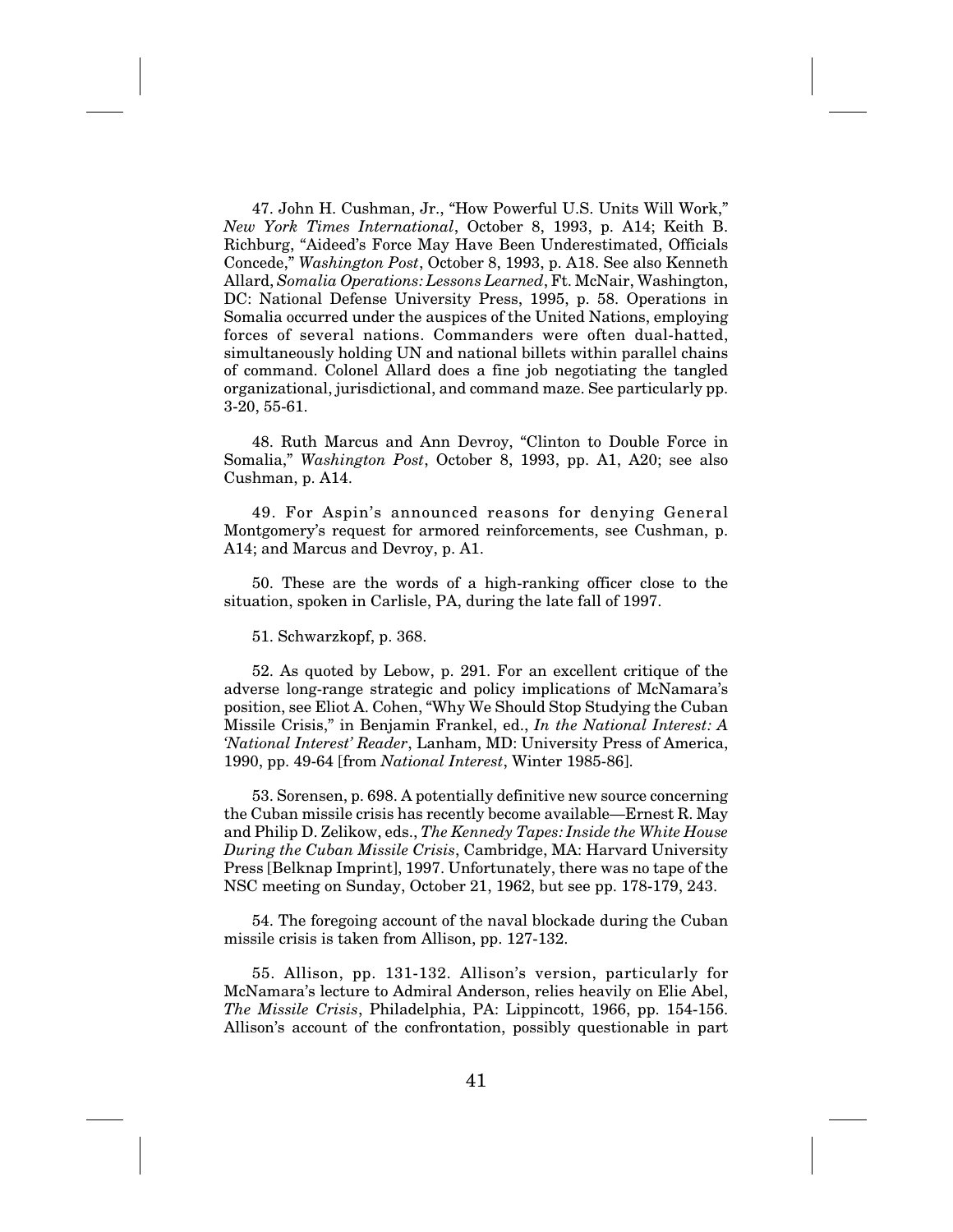47. John H. Cushman, Jr., "How Powerful U.S. Units Will Work," *New York Times International*, October 8, 1993, p. A14; Keith B. Richburg, "Aideed's Force May Have Been Underestimated, Officials Concede," *Washington Post*, October 8, 1993, p. A18. See also Kenneth Allard, *Somalia Operations: Lessons Learned*, Ft. McNair, Washington, DC: National Defense University Press, 1995, p. 58. Operations in Somalia occurred under the auspices of the United Nations, employing forces of several nations. Commanders were often dual-hatted, simultaneously holding UN and national billets within parallel chains of command. Colonel Allard does a fine job negotiating the tangled organizational, jurisdictional, and command maze. See particularly pp. 3-20, 55-61.

48. Ruth Marcus and Ann Devroy, "Clinton to Double Force in Somalia," *Washington Post*, October 8, 1993, pp. A1, A20; see also Cushman, p. A14.

49. For Aspin's announced reasons for denying General Montgomery's request for armored reinforcements, see Cushman, p. A14; and Marcus and Devroy, p. A1.

50. These are the words of a high-ranking officer close to the situation, spoken in Carlisle, PA, during the late fall of 1997.

51. Schwarzkopf, p. 368.

52. As quoted by Lebow, p. 291. For an excellent critique of the adverse long-range strategic and policy implications of McNamara's position, see Eliot A. Cohen, "Why We Should Stop Studying the Cuban Missile Crisis," in Benjamin Frankel, ed., *In the National Interest: A 'National Interest' Reader*, Lanham, MD: University Press of America, 1990, pp. 49-64 [from *National Interest*, Winter 1985-86].

53. Sorensen, p. 698. A potentially definitive new source concerning the Cuban missile crisis has recently become available—Ernest R. May and Philip D. Zelikow, eds., *The Kennedy Tapes: Inside the White House During the Cuban Missile Crisis*, Cambridge, MA: Harvard University Press [Belknap Imprint], 1997. Unfortunately, there was no tape of the NSC meeting on Sunday, October 21, 1962, but see pp. 178-179, 243.

54. The foregoing account of the naval blockade during the Cuban missile crisis is taken from Allison, pp. 127-132.

55. Allison, pp. 131-132. Allison's version, particularly for McNamara's lecture to Admiral Anderson, relies heavily on Elie Abel, *The Missile Crisis*, Philadelphia, PA: Lippincott, 1966, pp. 154-156. Allison's account of the confrontation, possibly questionable in part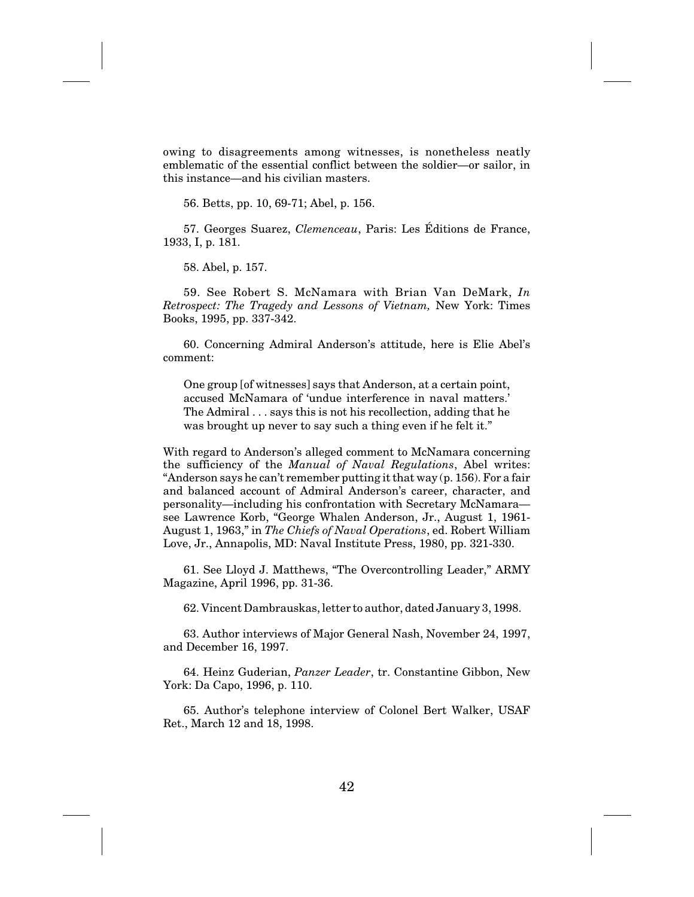owing to disagreements among witnesses, is nonetheless neatly emblematic of the essential conflict between the soldier—or sailor, in this instance—and his civilian masters.

56. Betts, pp. 10, 69-71; Abel, p. 156.

57. Georges Suarez, *Clemenceau*, Paris: Les Éditions de France, 1933, I, p. 181.

58. Abel, p. 157.

59. See Robert S. McNamara with Brian Van DeMark, *In Retrospect: The Tragedy and Lessons of Vietnam,* New York: Times Books, 1995, pp. 337-342.

60. Concerning Admiral Anderson's attitude, here is Elie Abel's comment:

> One group [of witnesses] says that Anderson, at a certain point, accused McNamara of 'undue interference in naval matters.' The Admiral . . . says this is not his recollection, adding that he was brought up never to say such a thing even if he felt it."

With regard to Anderson's alleged comment to McNamara concerning the sufficiency of the *Manual of Naval Regulations*, Abel writes: "Anderson says he can't remember putting it that way (p. 156). For a fair and balanced account of Admiral Anderson's career, character, and personality—including his confrontation with Secretary McNamara—see Lawrence Korb, "George Whalen Anderson, Jr., August 1, 1961-August 1, 1963," in *The Chiefs of Naval Operations*, ed. Robert William Love, Jr., Annapolis, MD: Naval Institute Press, 1980, pp. 321-330.

61. See Lloyd J. Matthews, "The Overcontrolling Leader," ARMY Magazine, April 1996, pp. 31-36.

62. Vincent Dambrauskas, letter to author, dated January 3, 1998.

63. Author interviews of Major General Nash, November 24, 1997, and December 16, 1997.

64. Heinz Guderian, *Panzer Leader*, tr. Constantine Gibbon, New York: Da Capo, 1996, p. 110.

65. Author's telephone interview of Colonel Bert Walker, USAF Ret., March 12 and 18, 1998.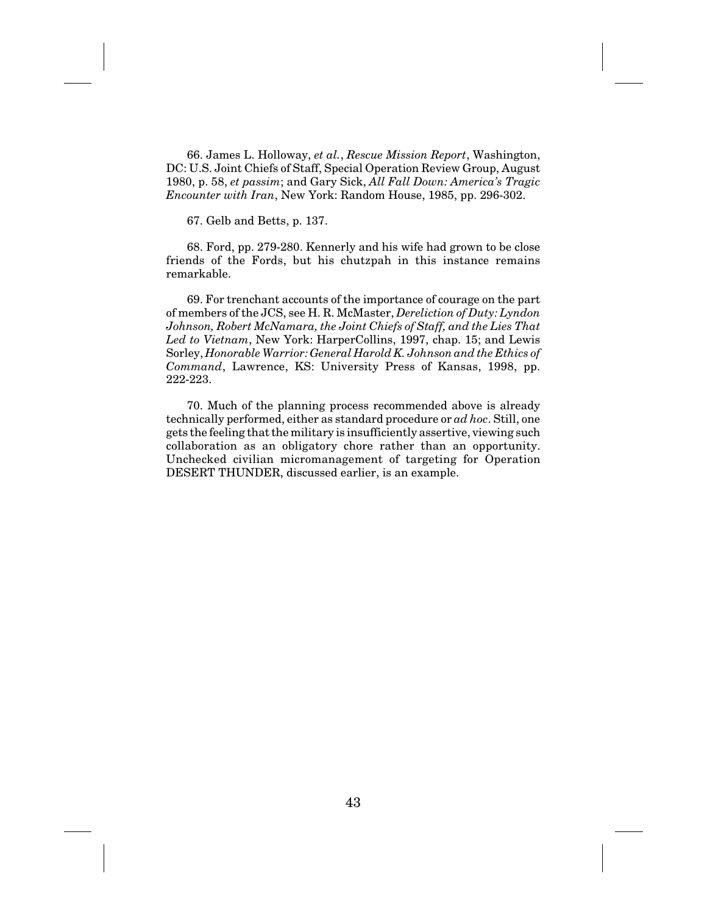66. James L. Holloway, *et al.*, *Rescue Mission Report*, Washington, DC: U.S. Joint Chiefs of Staff, Special Operation Review Group, August 1980, p. 58, *et passim*; and Gary Sick, *All Fall Down: America's Tragic Encounter with Iran*, New York: Random House, 1985, pp. 296-302.

67. Gelb and Betts, p. 137.

68. Ford, pp. 279-280. Kennerly and his wife had grown to be close friends of the Fords, but his chutzpah in this instance remains remarkable.

69. For trenchant accounts of the importance of courage on the part of members of the JCS, see H. R. McMaster, *Dereliction of Duty: Lyndon Johnson, Robert McNamara, the Joint Chiefs of Staff, and the Lies That Led to Vietnam*, New York: HarperCollins, 1997, chap. 15; and Lewis Sorley, *Honorable Warrior: General Harold K. Johnson and the Ethics of Command*, Lawrence, KS: University Press of Kansas, 1998, pp. 222-223.

70. Much of the planning process recommended above is already technically performed, either as standard procedure or *ad hoc*. Still, one gets the feeling that the military is insufficiently assertive, viewing such collaboration as an obligatory chore rather than an opportunity. Unchecked civilian micromanagement of targeting for Operation DESERT THUNDER, discussed earlier, is an example.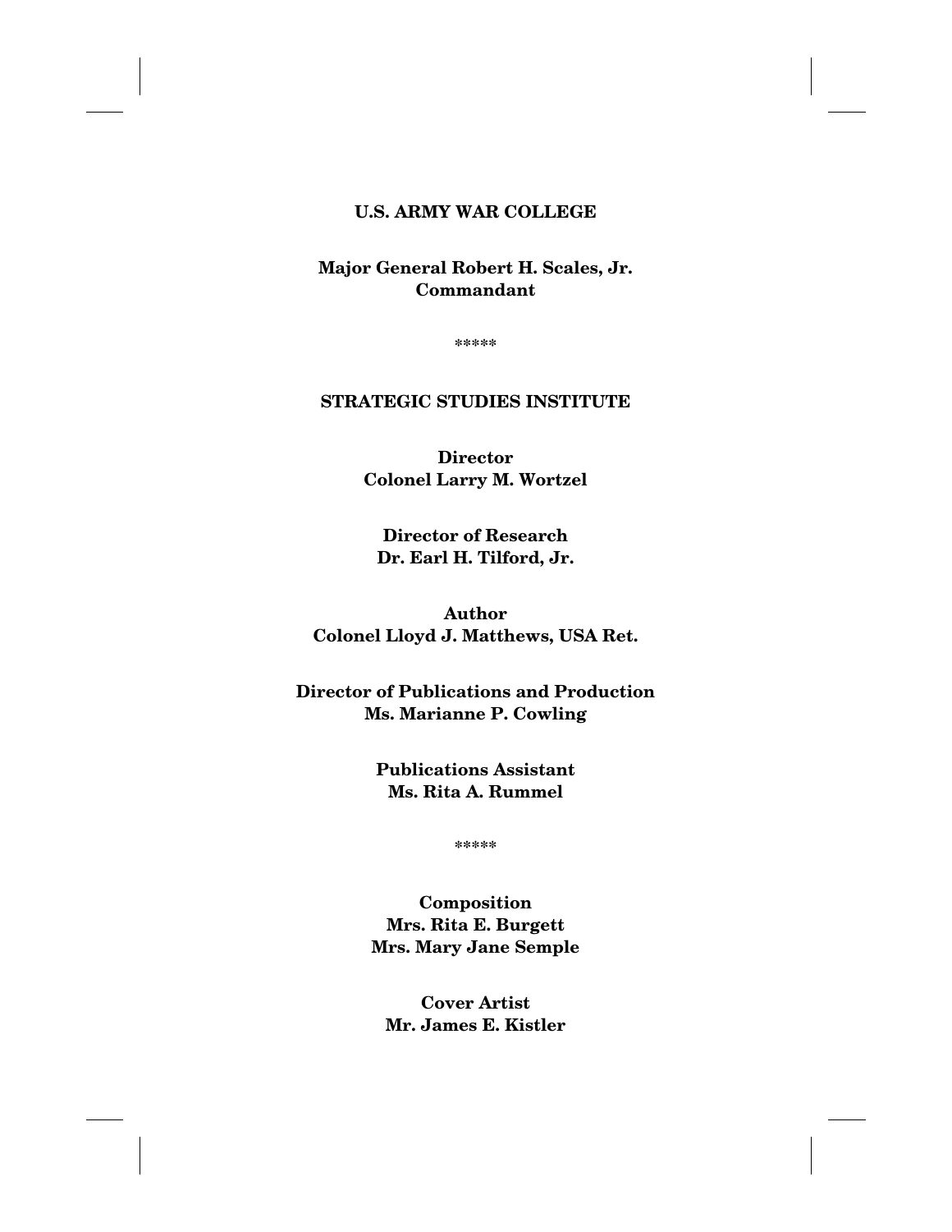**U.S. ARMY WAR COLLEGE**

**Major General Robert H. Scales, Jr.**
**Commandant**

*****

**STRATEGIC STUDIES INSTITUTE**

**Director**
**Colonel Larry M. Wortzel**

**Director of Research**
**Dr. Earl H. Tilford, Jr.**

**Author**
**Colonel Lloyd J. Matthews, USA Ret.**

**Director of Publications and Production**
**Ms. Marianne P. Cowling**

**Publications Assistant**
**Ms. Rita A. Rummel**

*****

**Composition**
**Mrs. Rita E. Burgett**
**Mrs. Mary Jane Semple**

**Cover Artist**
**Mr. James E. Kistler**